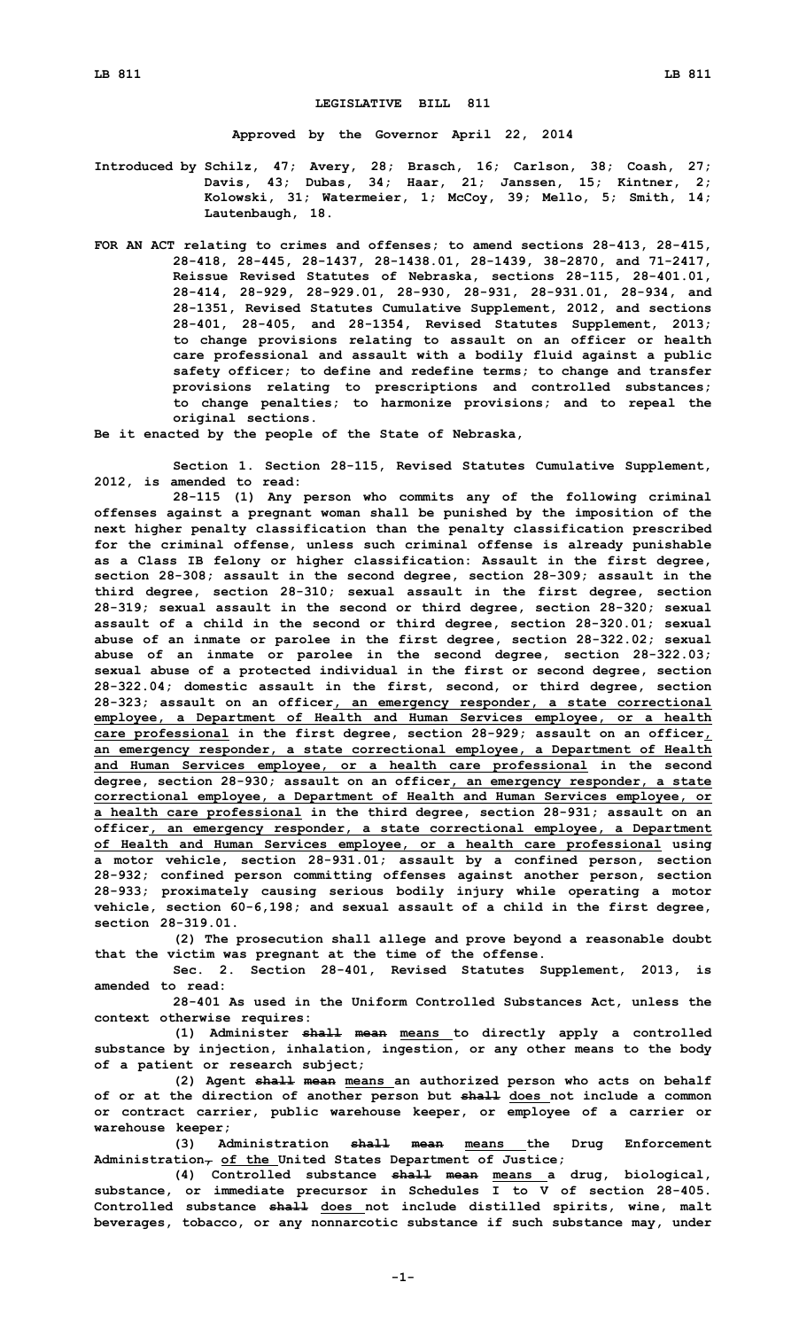# LEGISLATIVE BILL 811

**Approved by the Governor April 22, 2014**

**Introduced by Schilz, 47; Avery, 28; Brasch, 16; Carlson, 38; Coash, 27; Davis, 43; Dubas, 34; Haar, 21; Janssen, 15; Kintner, 2; Kolowski, 31; Watermeier, 1; McCoy, 39; Mello, 5; Smith, 14; Lautenbaugh, 18.**

**FOR AN ACT relating to crimes and offenses; to amend sections 28-413, 28-415, 28-418, 28-445, 28-1437, 28-1438.01, 28-1439, 38-2870, and 71-2417, Reissue Revised Statutes of Nebraska, sections 28-115, 28-401.01, 28-414, 28-929, 28-929.01, 28-930, 28-931, 28-931.01, 28-934, and 28-1351, Revised Statutes Cumulative Supplement, 2012, and sections 28-401, 28-405, and 28-1354, Revised Statutes Supplement, 2013; to change provisions relating to assault on an officer or health care professional and assault with a bodily fluid against a public safety officer; to define and redefine terms; to change and transfer provisions relating to prescriptions and controlled substances; to change penalties; to harmonize provisions; and to repeal the original sections.**

**Be it enacted by the people of the State of Nebraska,**

**Section 1. Section 28-115, Revised Statutes Cumulative Supplement, 2012, is amended to read:**

**28-115 (1) Any person who commits any of the following criminal offenses against a pregnant woman shall be punished by the imposition of the next higher penalty classification than the penalty classification prescribed for the criminal offense, unless such criminal offense is already punishable as a Class IB felony or higher classification: Assault in the first degree, section 28-308; assault in the second degree, section 28-309; assault in the third degree, section 28-310; sexual assault in the first degree, section 28-319; sexual assault in the second or third degree, section 28-320; sexual assault of a child in the second or third degree, section 28-320.01; sexual abuse of an inmate or parolee in the first degree, section 28-322.02; sexual abuse of an inmate or parolee in the second degree, section 28-322.03; sexual abuse of a protected individual in the first or second degree, section 28-322.04; domestic assault in the first, second, or third degree, section 28-323; assault on an officer, an emergency responder, a state correctional employee, a Department of Health and Human Services employee, or a health care professional in the first degree, section 28-929; assault on an officer, an emergency responder, a state correctional employee, a Department of Health and Human Services employee, or a health care professional in the second degree, section 28-930; assault on an officer, an emergency responder, a state correctional employee, a Department of Health and Human Services employee, or a health care professional in the third degree, section 28-931; assault on an officer, an emergency responder, a state correctional employee, a Department of Health and Human Services employee, or a health care professional using a motor vehicle, section 28-931.01; assault by a confined person, section 28-932; confined person committing offenses against another person, section 28-933; proximately causing serious bodily injury while operating a motor vehicle, section 60-6,198; and sexual assault of a child in the first degree, section 28-319.01.**

**(2) The prosecution shall allege and prove beyond a reasonable doubt that the victim was pregnant at the time of the offense.**

**Sec. 2. Section 28-401, Revised Statutes Supplement, 2013, is amended to read:**

**28-401 As used in the Uniform Controlled Substances Act, unless the context otherwise requires:**

**(1) Administer ~~shall mean~~ means to directly apply a controlled substance by injection, inhalation, ingestion, or any other means to the body of a patient or research subject;**

**(2) Agent ~~shall mean~~ means an authorized person who acts on behalf of or at the direction of another person but ~~shall~~ does not include a common or contract carrier, public warehouse keeper, or employee of a carrier or warehouse keeper;**

**(3) Administration ~~shall mean~~ means the Drug Enforcement Administration~~,~~ of the United States Department of Justice;**

**(4) Controlled substance ~~shall mean~~ means a drug, biological, substance, or immediate precursor in Schedules I to V of section 28-405. Controlled substance ~~shall~~ does not include distilled spirits, wine, malt beverages, tobacco, or any nonnarcotic substance if such substance may, under**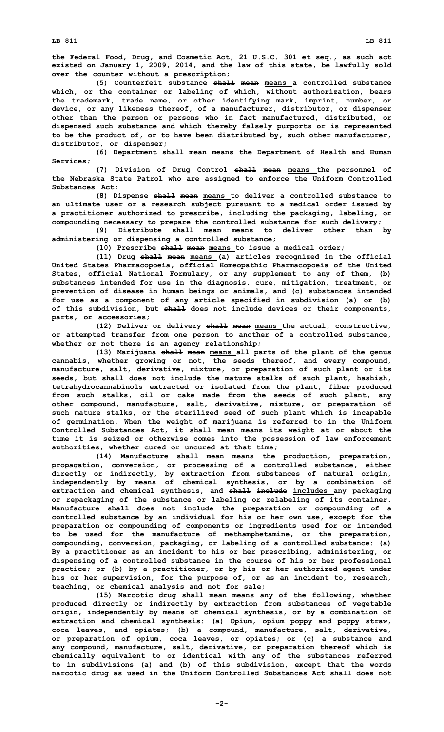the Federal Food, Drug, and Cosmetic Act, 21 U.S.C. 301 et seq., as such act existed on January 1, ~~2009,~~ 2014, and the law of this state, be lawfully sold over the counter without a prescription;

(5) Counterfeit substance ~~shall mean~~ means a controlled substance which, or the container or labeling of which, without authorization, bears the trademark, trade name, or other identifying mark, imprint, number, or device, or any likeness thereof, of a manufacturer, distributor, or dispenser other than the person or persons who in fact manufactured, distributed, or dispensed such substance and which thereby falsely purports or is represented to be the product of, or to have been distributed by, such other manufacturer, distributor, or dispenser;

(6) Department ~~shall mean~~ means the Department of Health and Human Services;

(7) Division of Drug Control ~~shall mean~~ means the personnel of the Nebraska State Patrol who are assigned to enforce the Uniform Controlled Substances Act;

(8) Dispense ~~shall mean~~ means to deliver a controlled substance to an ultimate user or a research subject pursuant to a medical order issued by a practitioner authorized to prescribe, including the packaging, labeling, or compounding necessary to prepare the controlled substance for such delivery;

(9) Distribute ~~shall mean~~ means to deliver other than by administering or dispensing a controlled substance;

(10) Prescribe ~~shall mean~~ means to issue a medical order;

(11) Drug ~~shall mean~~ means (a) articles recognized in the official United States Pharmacopoeia, official Homeopathic Pharmacopoeia of the United States, official National Formulary, or any supplement to any of them, (b) substances intended for use in the diagnosis, cure, mitigation, treatment, or prevention of disease in human beings or animals, and (c) substances intended for use as a component of any article specified in subdivision (a) or (b) of this subdivision, but ~~shall~~ does not include devices or their components, parts, or accessories;

(12) Deliver or delivery ~~shall mean~~ means the actual, constructive, or attempted transfer from one person to another of a controlled substance, whether or not there is an agency relationship;

(13) Marijuana ~~shall mean~~ means all parts of the plant of the genus cannabis, whether growing or not, the seeds thereof, and every compound, manufacture, salt, derivative, mixture, or preparation of such plant or its seeds, but ~~shall~~ does not include the mature stalks of such plant, hashish, tetrahydrocannabinols extracted or isolated from the plant, fiber produced from such stalks, oil or cake made from the seeds of such plant, any other compound, manufacture, salt, derivative, mixture, or preparation of such mature stalks, or the sterilized seed of such plant which is incapable of germination. When the weight of marijuana is referred to in the Uniform Controlled Substances Act, it ~~shall mean~~ means its weight at or about the time it is seized or otherwise comes into the possession of law enforcement authorities, whether cured or uncured at that time;

(14) Manufacture ~~shall mean~~ means the production, preparation, propagation, conversion, or processing of a controlled substance, either directly or indirectly, by extraction from substances of natural origin, independently by means of chemical synthesis, or by a combination of extraction and chemical synthesis, and ~~shall include~~ includes any packaging or repackaging of the substance or labeling or relabeling of its container. Manufacture ~~shall~~ does not include the preparation or compounding of a controlled substance by an individual for his or her own use, except for the preparation or compounding of components or ingredients used for or intended to be used for the manufacture of methamphetamine, or the preparation, compounding, conversion, packaging, or labeling of a controlled substance: (a) By a practitioner as an incident to his or her prescribing, administering, or dispensing of a controlled substance in the course of his or her professional practice; or (b) by a practitioner, or by his or her authorized agent under his or her supervision, for the purpose of, or as an incident to, research, teaching, or chemical analysis and not for sale;

(15) Narcotic drug ~~shall mean~~ means any of the following, whether produced directly or indirectly by extraction from substances of vegetable origin, independently by means of chemical synthesis, or by a combination of extraction and chemical synthesis: (a) Opium, opium poppy and poppy straw, coca leaves, and opiates; (b) a compound, manufacture, salt, derivative, or preparation of opium, coca leaves, or opiates; or (c) a substance and any compound, manufacture, salt, derivative, or preparation thereof which is chemically equivalent to or identical with any of the substances referred to in subdivisions (a) and (b) of this subdivision, except that the words narcotic drug as used in the Uniform Controlled Substances Act ~~shall~~ does not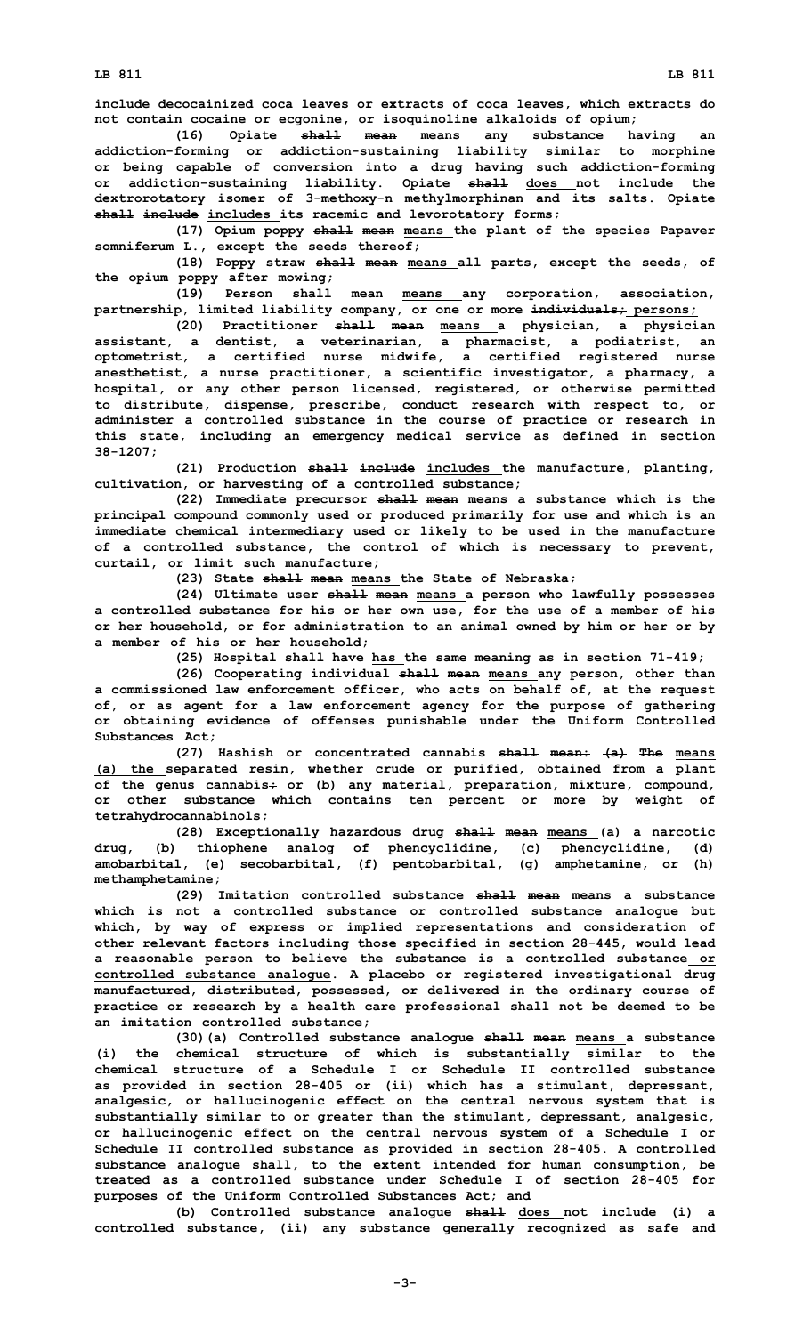include decocainized coca leaves or extracts of coca leaves, which extracts do not contain cocaine or ecgonine, or isoquinoline alkaloids of opium;

(16) Opiate ~~shall mean~~ means any substance having an addiction-forming or addiction-sustaining liability similar to morphine or being capable of conversion into a drug having such addiction-forming or addiction-sustaining liability. Opiate ~~shall~~ does not include the dextrorotatory isomer of 3-methoxy-n methylmorphinan and its salts. Opiate ~~shall include~~ includes its racemic and levorotatory forms;

(17) Opium poppy ~~shall mean~~ means the plant of the species Papaver somniferum L., except the seeds thereof;

(18) Poppy straw ~~shall mean~~ means all parts, except the seeds, of the opium poppy after mowing;

(19) Person ~~shall mean~~ means any corporation, association, partnership, limited liability company, or one or more ~~individuals;~~ persons;

(20) Practitioner ~~shall mean~~ means a physician, a physician assistant, a dentist, a veterinarian, a pharmacist, a podiatrist, an optometrist, a certified nurse midwife, a certified registered nurse anesthetist, a nurse practitioner, a scientific investigator, a pharmacy, a hospital, or any other person licensed, registered, or otherwise permitted to distribute, dispense, prescribe, conduct research with respect to, or administer a controlled substance in the course of practice or research in this state, including an emergency medical service as defined in section 38-1207;

(21) Production ~~shall include~~ includes the manufacture, planting, cultivation, or harvesting of a controlled substance;

(22) Immediate precursor ~~shall mean~~ means a substance which is the principal compound commonly used or produced primarily for use and which is an immediate chemical intermediary used or likely to be used in the manufacture of a controlled substance, the control of which is necessary to prevent, curtail, or limit such manufacture;

(23) State ~~shall mean~~ means the State of Nebraska;

(24) Ultimate user ~~shall mean~~ means a person who lawfully possesses a controlled substance for his or her own use, for the use of a member of his or her household, or for administration to an animal owned by him or her or by a member of his or her household;

(25) Hospital ~~shall have~~ has the same meaning as in section 71-419;

(26) Cooperating individual ~~shall mean~~ means any person, other than a commissioned law enforcement officer, who acts on behalf of, at the request of, or as agent for a law enforcement agency for the purpose of gathering or obtaining evidence of offenses punishable under the Uniform Controlled Substances Act;

(27) Hashish or concentrated cannabis ~~shall mean: (a) The~~ means (a) the separated resin, whether crude or purified, obtained from a plant of the genus cannabis~~;~~ or (b) any material, preparation, mixture, compound, or other substance which contains ten percent or more by weight of tetrahydrocannabinols;

(28) Exceptionally hazardous drug ~~shall mean~~ means (a) a narcotic drug, (b) thiophene analog of phencyclidine, (c) phencyclidine, (d) amobarbital, (e) secobarbital, (f) pentobarbital, (g) amphetamine, or (h) methamphetamine;

(29) Imitation controlled substance ~~shall mean~~ means a substance which is not a controlled substance or controlled substance analogue but which, by way of express or implied representations and consideration of other relevant factors including those specified in section 28-445, would lead a reasonable person to believe the substance is a controlled substance or controlled substance analogue. A placebo or registered investigational drug manufactured, distributed, possessed, or delivered in the ordinary course of practice or research by a health care professional shall not be deemed to be an imitation controlled substance;

(30)(a) Controlled substance analogue ~~shall mean~~ means a substance (i) the chemical structure of which is substantially similar to the chemical structure of a Schedule I or Schedule II controlled substance as provided in section 28-405 or (ii) which has a stimulant, depressant, analgesic, or hallucinogenic effect on the central nervous system that is substantially similar to or greater than the stimulant, depressant, analgesic, or hallucinogenic effect on the central nervous system of a Schedule I or Schedule II controlled substance as provided in section 28-405. A controlled substance analogue shall, to the extent intended for human consumption, be treated as a controlled substance under Schedule I of section 28-405 for purposes of the Uniform Controlled Substances Act; and

(b) Controlled substance analogue ~~shall~~ does not include (i) a controlled substance, (ii) any substance generally recognized as safe and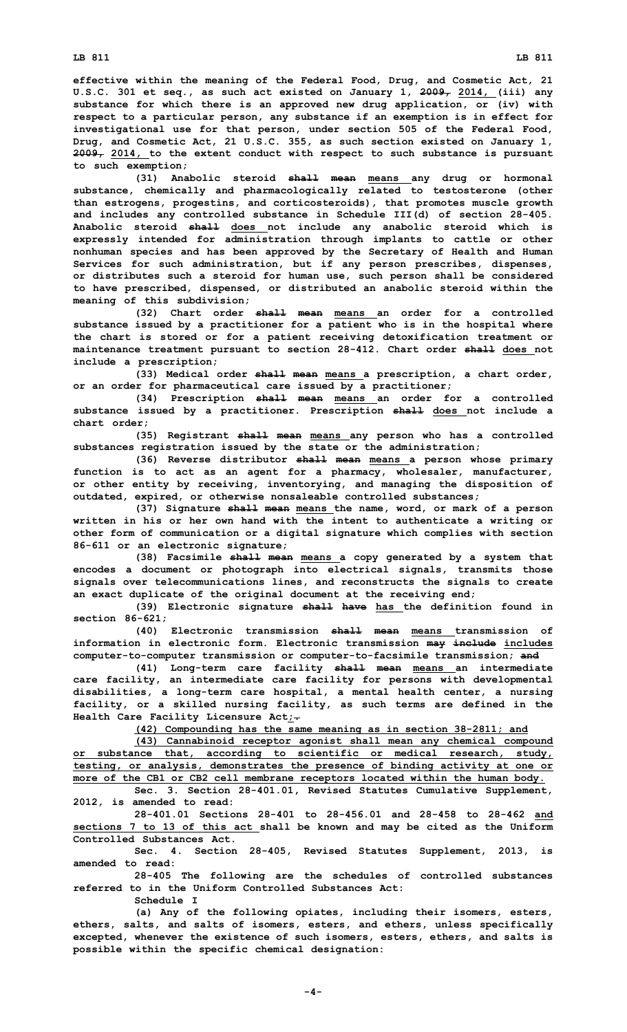effective within the meaning of the Federal Food, Drug, and Cosmetic Act, 21 U.S.C. 301 et seq., as such act existed on January 1, ~~2009,~~ 2014, (iii) any substance for which there is an approved new drug application, or (iv) with respect to a particular person, any substance if an exemption is in effect for investigational use for that person, under section 505 of the Federal Food, Drug, and Cosmetic Act, 21 U.S.C. 355, as such section existed on January 1, ~~2009,~~ 2014, to the extent conduct with respect to such substance is pursuant to such exemption;

(31) Anabolic steroid ~~shall mean~~ means any drug or hormonal substance, chemically and pharmacologically related to testosterone (other than estrogens, progestins, and corticosteroids), that promotes muscle growth and includes any controlled substance in Schedule III(d) of section 28-405. Anabolic steroid ~~shall~~ does not include any anabolic steroid which is expressly intended for administration through implants to cattle or other nonhuman species and has been approved by the Secretary of Health and Human Services for such administration, but if any person prescribes, dispenses, or distributes such a steroid for human use, such person shall be considered to have prescribed, dispensed, or distributed an anabolic steroid within the meaning of this subdivision;

(32) Chart order ~~shall mean~~ means an order for a controlled substance issued by a practitioner for a patient who is in the hospital where the chart is stored or for a patient receiving detoxification treatment or maintenance treatment pursuant to section 28-412. Chart order ~~shall~~ does not include a prescription;

(33) Medical order ~~shall mean~~ means a prescription, a chart order, or an order for pharmaceutical care issued by a practitioner;

(34) Prescription ~~shall mean~~ means an order for a controlled substance issued by a practitioner. Prescription ~~shall~~ does not include a chart order;

(35) Registrant ~~shall mean~~ means any person who has a controlled substances registration issued by the state or the administration;

(36) Reverse distributor ~~shall mean~~ means a person whose primary function is to act as an agent for a pharmacy, wholesaler, manufacturer, or other entity by receiving, inventorying, and managing the disposition of outdated, expired, or otherwise nonsaleable controlled substances;

(37) Signature ~~shall mean~~ means the name, word, or mark of a person written in his or her own hand with the intent to authenticate a writing or other form of communication or a digital signature which complies with section 86-611 or an electronic signature;

(38) Facsimile ~~shall mean~~ means a copy generated by a system that encodes a document or photograph into electrical signals, transmits those signals over telecommunications lines, and reconstructs the signals to create an exact duplicate of the original document at the receiving end;

(39) Electronic signature ~~shall have~~ has the definition found in section 86-621;

(40) Electronic transmission ~~shall mean~~ means transmission of information in electronic form. Electronic transmission ~~may include~~ includes computer-to-computer transmission or computer-to-facsimile transmission; ~~and~~

(41) Long-term care facility ~~shall mean~~ means an intermediate care facility, an intermediate care facility for persons with developmental disabilities, a long-term care hospital, a mental health center, a nursing facility, or a skilled nursing facility, as such terms are defined in the Health Care Facility Licensure Act;~~.~~

(42) Compounding has the same meaning as in section 38-2811; and

(43) Cannabinoid receptor agonist shall mean any chemical compound or substance that, according to scientific or medical research, study, testing, or analysis, demonstrates the presence of binding activity at one or more of the CB1 or CB2 cell membrane receptors located within the human body.

Sec. 3. Section 28-401.01, Revised Statutes Cumulative Supplement, 2012, is amended to read:

28-401.01 Sections 28-401 to 28-456.01 and 28-458 to 28-462 and sections 7 to 13 of this act shall be known and may be cited as the Uniform Controlled Substances Act.

Sec. 4. Section 28-405, Revised Statutes Supplement, 2013, is amended to read:

28-405 The following are the schedules of controlled substances referred to in the Uniform Controlled Substances Act:

Schedule I

(a) Any of the following opiates, including their isomers, esters, ethers, salts, and salts of isomers, esters, and ethers, unless specifically excepted, whenever the existence of such isomers, esters, ethers, and salts is possible within the specific chemical designation: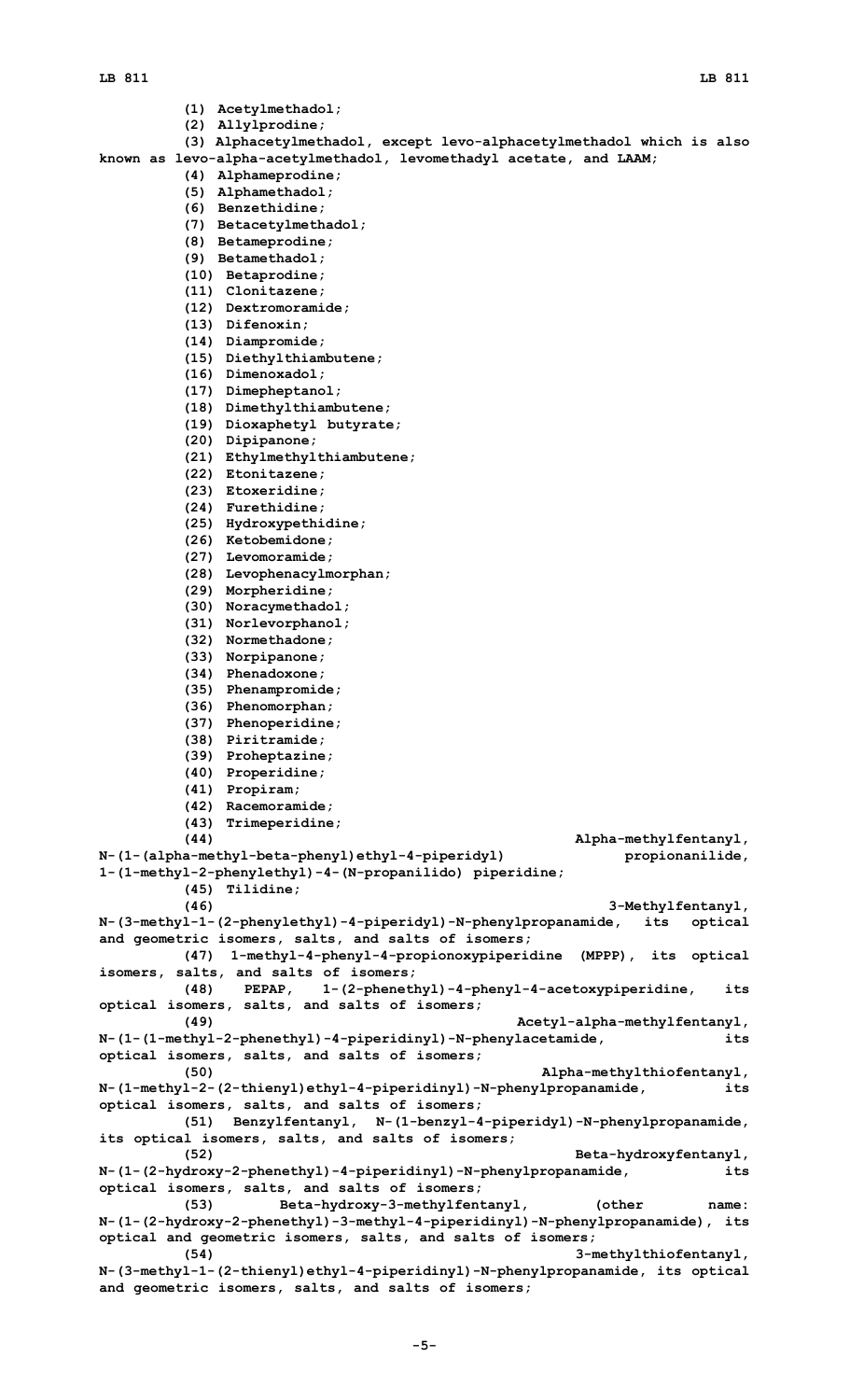(1) Acetylmethadol;

(2) Allylprodine;

(3) Alphacetylmethadol, except levo-alphacetylmethadol which is also known as levo-alpha-acetylmethadol, levomethadyl acetate, and LAAM;

(4) Alphameprodine;

(5) Alphamethadol;

(6) Benzethidine;

(7) Betacetylmethadol;

(8) Betameprodine;

(9) Betamethadol;

(10) Betaprodine;

(11) Clonitazene;

(12) Dextromoramide;

(13) Difenoxin;

(14) Diampromide;

(15) Diethylthiambutene;

(16) Dimenoxadol;

(17) Dimepheptanol;

(18) Dimethylthiambutene;

(19) Dioxaphetyl butyrate;

(20) Dipipanone;

(21) Ethylmethylthiambutene;

(22) Etonitazene;

(23) Etoxeridine;

(24) Furethidine;

(25) Hydroxypethidine;

(26) Ketobemidone;

(27) Levomoramide;

(28) Levophenacylmorphan;

(29) Morpheridine;

(30) Noracymethadol;

(31) Norlevorphanol;

(32) Normethadone;

(33) Norpipanone;

(34) Phenadoxone;

(35) Phenampromide;

(36) Phenomorphan;

(37) Phenoperidine;

(38) Piritramide;

(39) Proheptazine;

(40) Properidine;

(41) Propiram;

(42) Racemoramide;

(43) Trimeperidine;

(44) Alpha-methylfentanyl, N-(1-(alpha-methyl-beta-phenyl)ethyl-4-piperidyl) propionanilide, 1-(1-methyl-2-phenylethyl)-4-(N-propanilido) piperidine;

(45) Tilidine;

(46) 3-Methylfentanyl, N-(3-methyl-1-(2-phenylethyl)-4-piperidyl)-N-phenylpropanamide, its optical and geometric isomers, salts, and salts of isomers;

(47) 1-methyl-4-phenyl-4-propionoxypiperidine (MPPP), its optical isomers, salts, and salts of isomers;

(48) PEPAP, 1-(2-phenethyl)-4-phenyl-4-acetoxypiperidine, its optical isomers, salts, and salts of isomers;

(49) Acetyl-alpha-methylfentanyl, N-(1-(1-methyl-2-phenethyl)-4-piperidinyl)-N-phenylacetamide, its optical isomers, salts, and salts of isomers;

(50) Alpha-methylthiofentanyl, N-(1-methyl-2-(2-thienyl)ethyl-4-piperidinyl)-N-phenylpropanamide, its optical isomers, salts, and salts of isomers;

(51) Benzylfentanyl, N-(1-benzyl-4-piperidyl)-N-phenylpropanamide, its optical isomers, salts, and salts of isomers;

(52) Beta-hydroxyfentanyl, N-(1-(2-hydroxy-2-phenethyl)-4-piperidinyl)-N-phenylpropanamide, its optical isomers, salts, and salts of isomers;

(53) Beta-hydroxy-3-methylfentanyl, (other name: N-(1-(2-hydroxy-2-phenethyl)-3-methyl-4-piperidinyl)-N-phenylpropanamide), its optical and geometric isomers, salts, and salts of isomers;

(54) 3-methylthiofentanyl, N-(3-methyl-1-(2-thienyl)ethyl-4-piperidinyl)-N-phenylpropanamide, its optical and geometric isomers, salts, and salts of isomers;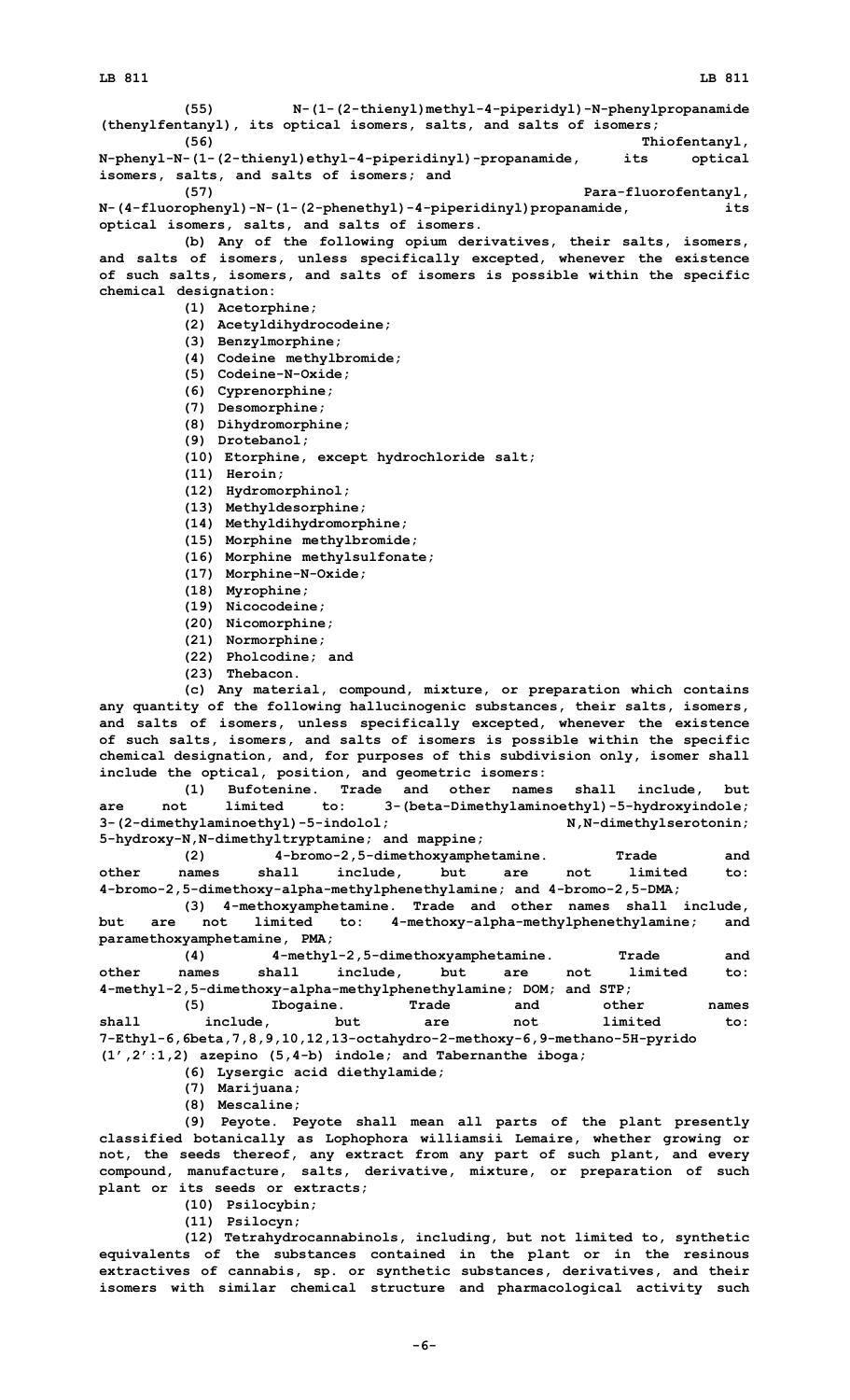(55) N-(1-(2-thienyl)methyl-4-piperidyl)-N-phenylpropanamide (thenylfentanyl), its optical isomers, salts, and salts of isomers;

(56) Thiofentanyl, N-phenyl-N-(1-(2-thienyl)ethyl-4-piperidinyl)-propanamide, its optical isomers, salts, and salts of isomers; and

(57) Para-fluorofentanyl, N-(4-fluorophenyl)-N-(1-(2-phenethyl)-4-piperidinyl)propanamide, its optical isomers, salts, and salts of isomers.

(b) Any of the following opium derivatives, their salts, isomers, and salts of isomers, unless specifically excepted, whenever the existence of such salts, isomers, and salts of isomers is possible within the specific chemical designation:

(1) Acetorphine;

(2) Acetyldihydrocodeine;

(3) Benzylmorphine;

(4) Codeine methylbromide;

(5) Codeine-N-Oxide;

(6) Cyprenorphine;

(7) Desomorphine;

(8) Dihydromorphine;

(9) Drotebanol;

(10) Etorphine, except hydrochloride salt;

(11) Heroin;

(12) Hydromorphinol;

(13) Methyldesorphine;

(14) Methyldihydromorphine;

(15) Morphine methylbromide;

(16) Morphine methylsulfonate;

(17) Morphine-N-Oxide;

(18) Myrophine;

(19) Nicocodeine;

(20) Nicomorphine;

(21) Normorphine;

(22) Pholcodine; and

(23) Thebacon.

(c) Any material, compound, mixture, or preparation which contains any quantity of the following hallucinogenic substances, their salts, isomers, and salts of isomers, unless specifically excepted, whenever the existence of such salts, isomers, and salts of isomers is possible within the specific chemical designation, and, for purposes of this subdivision only, isomer shall include the optical, position, and geometric isomers:

(1) Bufotenine. Trade and other names shall include, but are not limited to: 3-(beta-Dimethylaminoethyl)-5-hydroxyindole; 3-(2-dimethylaminoethyl)-5-indolol; N,N-dimethylserotonin; 5-hydroxy-N,N-dimethyltryptamine; and mappine;

(2) 4-bromo-2,5-dimethoxyamphetamine. Trade and other names shall include, but are not limited to: 4-bromo-2,5-dimethoxy-alpha-methylphenethylamine; and 4-bromo-2,5-DMA;

(3) 4-methoxyamphetamine. Trade and other names shall include, but are not limited to: 4-methoxy-alpha-methylphenethylamine; and paramethoxyamphetamine, PMA;

(4) 4-methyl-2,5-dimethoxyamphetamine. Trade and other names shall include, but are not limited to: 4-methyl-2,5-dimethoxy-alpha-methylphenethylamine; DOM; and STP;

(5) Ibogaine. Trade and other names shall include, but are not limited to: 7-Ethyl-6,6beta,7,8,9,10,12,13-octahydro-2-methoxy-6,9-methano-5H-pyrido (1',2':1,2) azepino (5,4-b) indole; and Tabernanthe iboga;

(6) Lysergic acid diethylamide;

(7) Marijuana;

(8) Mescaline;

(9) Peyote. Peyote shall mean all parts of the plant presently classified botanically as Lophophora williamsii Lemaire, whether growing or not, the seeds thereof, any extract from any part of such plant, and every compound, manufacture, salts, derivative, mixture, or preparation of such plant or its seeds or extracts;

(10) Psilocybin;

(11) Psilocyn;

(12) Tetrahydrocannabinols, including, but not limited to, synthetic equivalents of the substances contained in the plant or in the resinous extractives of cannabis, sp. or synthetic substances, derivatives, and their isomers with similar chemical structure and pharmacological activity such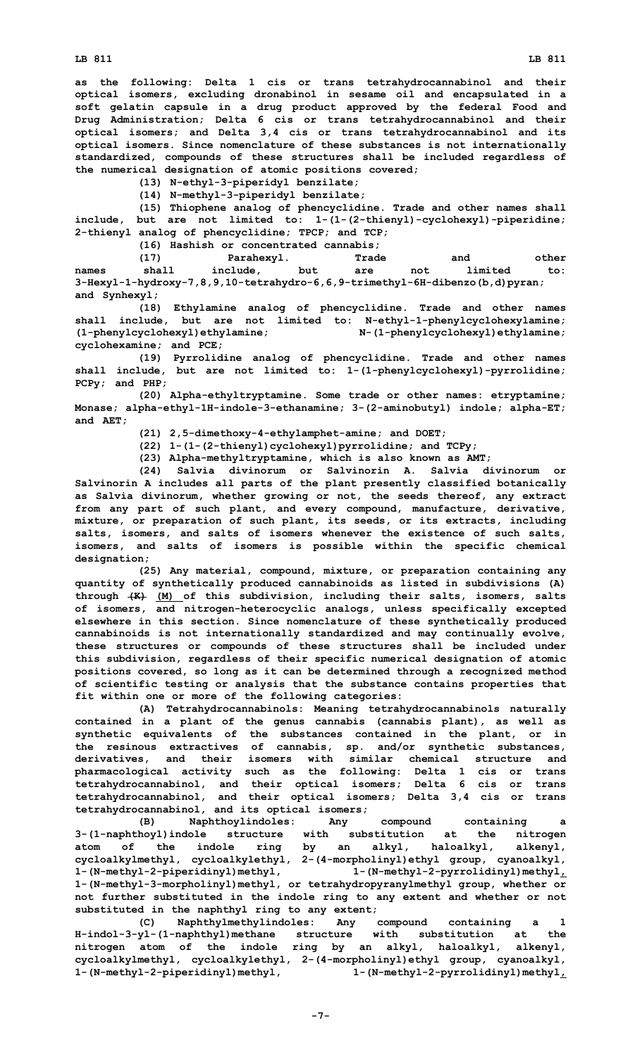as the following: Delta 1 cis or trans tetrahydrocannabinol and their optical isomers, excluding dronabinol in sesame oil and encapsulated in a soft gelatin capsule in a drug product approved by the federal Food and Drug Administration; Delta 6 cis or trans tetrahydrocannabinol and their optical isomers; and Delta 3,4 cis or trans tetrahydrocannabinol and its optical isomers. Since nomenclature of these substances is not internationally standardized, compounds of these structures shall be included regardless of the numerical designation of atomic positions covered;

(13) N-ethyl-3-piperidyl benzilate;

(14) N-methyl-3-piperidyl benzilate;

(15) Thiophene analog of phencyclidine. Trade and other names shall include, but are not limited to: 1-(1-(2-thienyl)-cyclohexyl)-piperidine; 2-thienyl analog of phencyclidine; TPCP; and TCP;

(16) Hashish or concentrated cannabis;

(17) Parahexyl. Trade and other names shall include, but are not limited to: 3-Hexyl-1-hydroxy-7,8,9,10-tetrahydro-6,6,9-trimethyl-6H-dibenzo(b,d)pyran; and Synhexyl;

(18) Ethylamine analog of phencyclidine. Trade and other names shall include, but are not limited to: N-ethyl-1-phenylcyclohexylamine; (1-phenylcyclohexyl)ethylamine; N-(1-phenylcyclohexyl)ethylamine; cyclohexamine; and PCE;

(19) Pyrrolidine analog of phencyclidine. Trade and other names shall include, but are not limited to: 1-(1-phenylcyclohexyl)-pyrrolidine; PCPy; and PHP;

(20) Alpha-ethyltryptamine. Some trade or other names: etryptamine; Monase; alpha-ethyl-1H-indole-3-ethanamine; 3-(2-aminobutyl) indole; alpha-ET; and AET;

(21) 2,5-dimethoxy-4-ethylamphet-amine; and DOET;

(22) 1-(1-(2-thienyl)cyclohexyl)pyrrolidine; and TCPy;

(23) Alpha-methyltryptamine, which is also known as AMT;

(24) Salvia divinorum or Salvinorin A. Salvia divinorum or Salvinorin A includes all parts of the plant presently classified botanically as Salvia divinorum, whether growing or not, the seeds thereof, any extract from any part of such plant, and every compound, manufacture, derivative, mixture, or preparation of such plant, its seeds, or its extracts, including salts, isomers, and salts of isomers whenever the existence of such salts, isomers, and salts of isomers is possible within the specific chemical designation;

(25) Any material, compound, mixture, or preparation containing any quantity of synthetically produced cannabinoids as listed in subdivisions (A) through ~~(K)~~ (M) of this subdivision, including their salts, isomers, salts of isomers, and nitrogen-heterocyclic analogs, unless specifically excepted elsewhere in this section. Since nomenclature of these synthetically produced cannabinoids is not internationally standardized and may continually evolve, these structures or compounds of these structures shall be included under this subdivision, regardless of their specific numerical designation of atomic positions covered, so long as it can be determined through a recognized method of scientific testing or analysis that the substance contains properties that fit within one or more of the following categories:

(A) Tetrahydrocannabinols: Meaning tetrahydrocannabinols naturally contained in a plant of the genus cannabis (cannabis plant), as well as synthetic equivalents of the substances contained in the plant, or in the resinous extractives of cannabis, sp. and/or synthetic substances, derivatives, and their isomers with similar chemical structure and pharmacological activity such as the following: Delta 1 cis or trans tetrahydrocannabinol, and their optical isomers; Delta 6 cis or trans tetrahydrocannabinol, and their optical isomers; Delta 3,4 cis or trans tetrahydrocannabinol, and its optical isomers;

(B) Naphthoylindoles: Any compound containing a 3-(1-naphthoyl)indole structure with substitution at the nitrogen atom of the indole ring by an alkyl, haloalkyl, alkenyl, cycloalkylmethyl, cycloalkylethyl, 2-(4-morpholinyl)ethyl group, cyanoalkyl, 1-(N-methyl-2-piperidinyl)methyl, 1-(N-methyl-2-pyrrolidinyl)methyl, 1-(N-methyl-3-morpholinyl)methyl, or tetrahydropyranylmethyl group, whether or not further substituted in the indole ring to any extent and whether or not substituted in the naphthyl ring to any extent;

(C) Naphthylmethylindoles: Any compound containing a 1 H-indol-3-yl-(1-naphthyl)methane structure with substitution at the nitrogen atom of the indole ring by an alkyl, haloalkyl, alkenyl, cycloalkylmethyl, cycloalkylethyl, 2-(4-morpholinyl)ethyl group, cyanoalkyl, 1-(N-methyl-2-piperidinyl)methyl, 1-(N-methyl-2-pyrrolidinyl)methyl,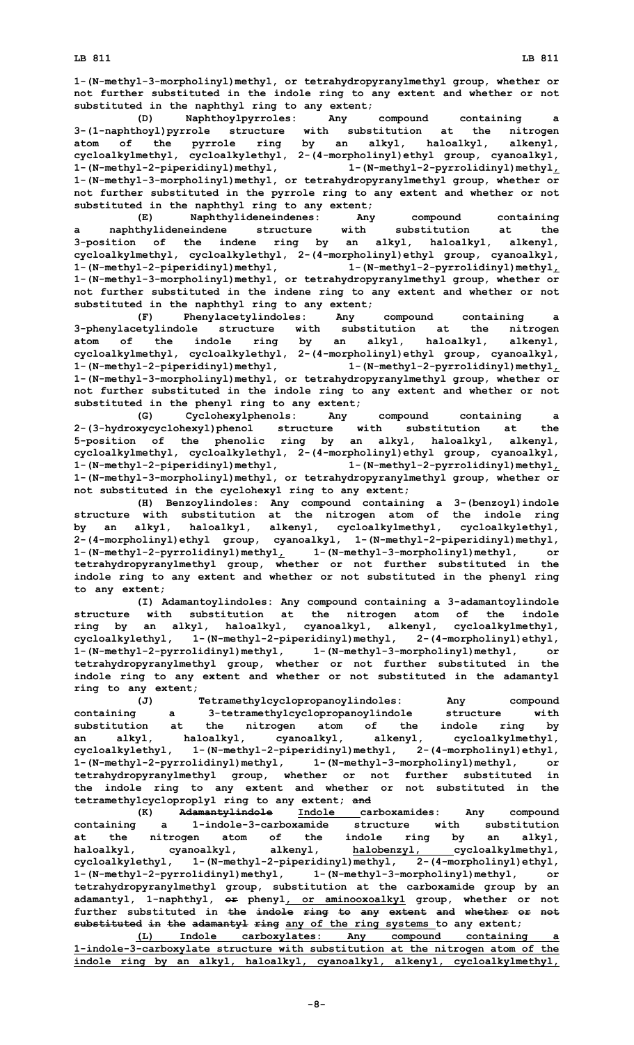1-(N-methyl-3-morpholinyl)methyl, or tetrahydropyranylmethyl group, whether or not further substituted in the indole ring to any extent and whether or not substituted in the naphthyl ring to any extent;

(D) Naphthoylpyrroles: Any compound containing a 3-(1-naphthoyl)pyrrole structure with substitution at the nitrogen atom of the pyrrole ring by an alkyl, haloalkyl, alkenyl, cycloalkylmethyl, cycloalkylethyl, 2-(4-morpholinyl)ethyl group, cyanoalkyl, 1-(N-methyl-2-piperidinyl)methyl, 1-(N-methyl-2-pyrrolidinyl)methyl, 1-(N-methyl-3-morpholinyl)methyl, or tetrahydropyranylmethyl group, whether or not further substituted in the pyrrole ring to any extent and whether or not substituted in the naphthyl ring to any extent;

(E) Naphthylideneindenes: Any compound containing a naphthylideneindene structure with substitution at the 3-position of the indene ring by an alkyl, haloalkyl, alkenyl, cycloalkylmethyl, cycloalkylethyl, 2-(4-morpholinyl)ethyl group, cyanoalkyl, 1-(N-methyl-2-piperidinyl)methyl, 1-(N-methyl-2-pyrrolidinyl)methyl, 1-(N-methyl-3-morpholinyl)methyl, or tetrahydropyranylmethyl group, whether or not further substituted in the indene ring to any extent and whether or not substituted in the naphthyl ring to any extent;

(F) Phenylacetylindoles: Any compound containing a 3-phenylacetylindole structure with substitution at the nitrogen atom of the indole ring by an alkyl, haloalkyl, alkenyl, cycloalkylmethyl, cycloalkylethyl, 2-(4-morpholinyl)ethyl group, cyanoalkyl, 1-(N-methyl-2-piperidinyl)methyl, 1-(N-methyl-2-pyrrolidinyl)methyl, 1-(N-methyl-3-morpholinyl)methyl, or tetrahydropyranylmethyl group, whether or not further substituted in the indole ring to any extent and whether or not substituted in the phenyl ring to any extent;

(G) Cyclohexylphenols: Any compound containing a 2-(3-hydroxycyclohexyl)phenol structure with substitution at the 5-position of the phenolic ring by an alkyl, haloalkyl, alkenyl, cycloalkylmethyl, cycloalkylethyl, 2-(4-morpholinyl)ethyl group, cyanoalkyl, 1-(N-methyl-2-piperidinyl)methyl, 1-(N-methyl-2-pyrrolidinyl)methyl, 1-(N-methyl-3-morpholinyl)methyl, or tetrahydropyranylmethyl group, whether or not substituted in the cyclohexyl ring to any extent;

(H) Benzoylindoles: Any compound containing a 3-(benzoyl)indole structure with substitution at the nitrogen atom of the indole ring by an alkyl, haloalkyl, alkenyl, cycloalkylmethyl, cycloalkylethyl, 2-(4-morpholinyl)ethyl group, cyanoalkyl, 1-(N-methyl-2-piperidinyl)methyl, 1-(N-methyl-2-pyrrolidinyl)methyl, 1-(N-methyl-3-morpholinyl)methyl, or tetrahydropyranylmethyl group, whether or not further substituted in the indole ring to any extent and whether or not substituted in the phenyl ring to any extent;

(I) Adamantoylindoles: Any compound containing a 3-adamantoylindole structure with substitution at the nitrogen atom of the indole ring by an alkyl, haloalkyl, cyanoalkyl, alkenyl, cycloalkylmethyl, cycloalkylethyl, 1-(N-methyl-2-piperidinyl)methyl, 2-(4-morpholinyl)ethyl, 1-(N-methyl-2-pyrrolidinyl)methyl, 1-(N-methyl-3-morpholinyl)methyl, or tetrahydropyranylmethyl group, whether or not further substituted in the indole ring to any extent and whether or not substituted in the adamantyl ring to any extent;

(J) Tetramethylcyclopropanoylindoles: Any compound containing a 3-tetramethylcyclopropanoylindole structure with substitution at the nitrogen atom of the indole ring by an alkyl, haloalkyl, cyanoalkyl, alkenyl, cycloalkylmethyl, cycloalkylethyl, 1-(N-methyl-2-piperidinyl)methyl, 2-(4-morpholinyl)ethyl, 1-(N-methyl-2-pyrrolidinyl)methyl, 1-(N-methyl-3-morpholinyl)methyl, or tetrahydropyranylmethyl group, whether or not further substituted in the indole ring to any extent and whether or not substituted in the tetramethylcycloproplyl ring to any extent; ~~and~~

(K) ~~Adamantylindole~~ Indole carboxamides: Any compound containing a 1-indole-3-carboxamide structure with substitution at the nitrogen atom of the indole ring by an alkyl, haloalkyl, cyanoalkyl, alkenyl, halobenzyl, cycloalkylmethyl, cycloalkylethyl, 1-(N-methyl-2-piperidinyl)methyl, 2-(4-morpholinyl)ethyl, 1-(N-methyl-2-pyrrolidinyl)methyl, 1-(N-methyl-3-morpholinyl)methyl, or tetrahydropyranylmethyl group, substitution at the carboxamide group by an adamantyl, 1-naphthyl, ~~or~~ phenyl, or aminooxoalkyl group, whether or not further substituted in ~~the indole ring to any extent and whether or not substituted in the adamantyl ring~~ any of the ring systems to any extent;

(L) Indole carboxylates: Any compound containing a 1-indole-3-carboxylate structure with substitution at the nitrogen atom of the indole ring by an alkyl, haloalkyl, cyanoalkyl, alkenyl, cycloalkylmethyl,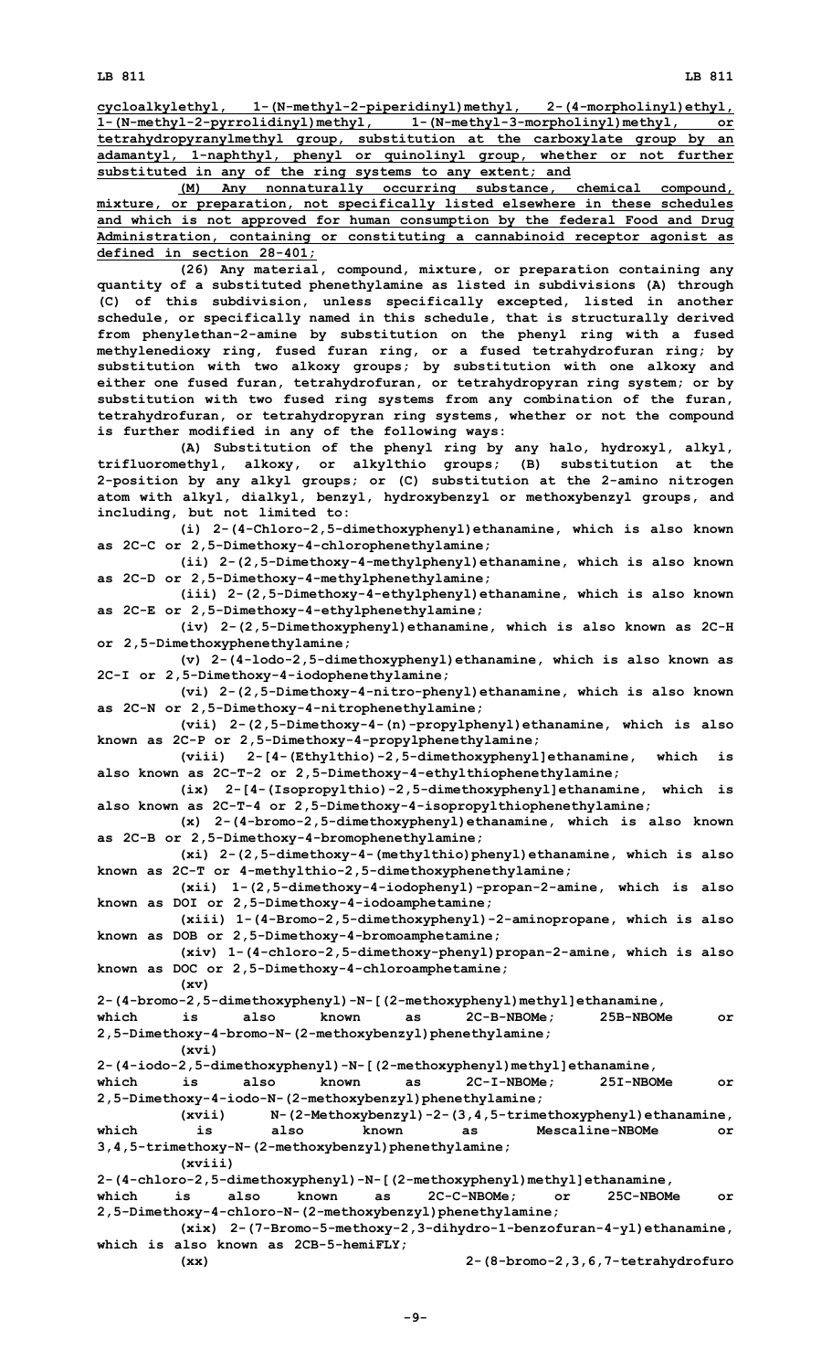cycloalkylethyl, 1-(N-methyl-2-piperidinyl)methyl, 2-(4-morpholinyl)ethyl, 1-(N-methyl-2-pyrrolidinyl)methyl, 1-(N-methyl-3-morpholinyl)methyl, or tetrahydropyranylmethyl group, substitution at the carboxylate group by an adamantyl, 1-naphthyl, phenyl or quinolinyl group, whether or not further substituted in any of the ring systems to any extent; and

(M) Any nonnaturally occurring substance, chemical compound, mixture, or preparation, not specifically listed elsewhere in these schedules and which is not approved for human consumption by the federal Food and Drug Administration, containing or constituting a cannabinoid receptor agonist as defined in section 28-401;

(26) Any material, compound, mixture, or preparation containing any quantity of a substituted phenethylamine as listed in subdivisions (A) through (C) of this subdivision, unless specifically excepted, listed in another schedule, or specifically named in this schedule, that is structurally derived from phenylethan-2-amine by substitution on the phenyl ring with a fused methylenedioxy ring, fused furan ring, or a fused tetrahydrofuran ring; by substitution with two alkoxy groups; by substitution with one alkoxy and either one fused furan, tetrahydrofuran, or tetrahydropyran ring system; or by substitution with two fused ring systems from any combination of the furan, tetrahydrofuran, or tetrahydropyran ring systems, whether or not the compound is further modified in any of the following ways:

(A) Substitution of the phenyl ring by any halo, hydroxyl, alkyl, trifluoromethyl, alkoxy, or alkylthio groups; (B) substitution at the 2-position by any alkyl groups; or (C) substitution at the 2-amino nitrogen atom with alkyl, dialkyl, benzyl, hydroxybenzyl or methoxybenzyl groups, and including, but not limited to:

(i) 2-(4-Chloro-2,5-dimethoxyphenyl)ethanamine, which is also known as 2C-C or 2,5-Dimethoxy-4-chlorophenethylamine;

(ii) 2-(2,5-Dimethoxy-4-methylphenyl)ethanamine, which is also known as 2C-D or 2,5-Dimethoxy-4-methylphenethylamine;

(iii) 2-(2,5-Dimethoxy-4-ethylphenyl)ethanamine, which is also known as 2C-E or 2,5-Dimethoxy-4-ethylphenethylamine;

(iv) 2-(2,5-Dimethoxyphenyl)ethanamine, which is also known as 2C-H or 2,5-Dimethoxyphenethylamine;

(v) 2-(4-Iodo-2,5-dimethoxyphenyl)ethanamine, which is also known as 2C-I or 2,5-Dimethoxy-4-iodophenethylamine;

(vi) 2-(2,5-Dimethoxy-4-nitro-phenyl)ethanamine, which is also known as 2C-N or 2,5-Dimethoxy-4-nitrophenethylamine;

(vii) 2-(2,5-Dimethoxy-4-(n)-propylphenyl)ethanamine, which is also known as 2C-P or 2,5-Dimethoxy-4-propylphenethylamine;

(viii) 2-[4-(Ethylthio)-2,5-dimethoxyphenyl]ethanamine, which is also known as 2C-T-2 or 2,5-Dimethoxy-4-ethylthiophenethylamine;

(ix) 2-[4-(Isopropylthio)-2,5-dimethoxyphenyl]ethanamine, which is also known as 2C-T-4 or 2,5-Dimethoxy-4-isopropylthiophenethylamine;

(x) 2-(4-bromo-2,5-dimethoxyphenyl)ethanamine, which is also known as 2C-B or 2,5-Dimethoxy-4-bromophenethylamine;

(xi) 2-(2,5-dimethoxy-4-(methylthio)phenyl)ethanamine, which is also known as 2C-T or 4-methylthio-2,5-dimethoxyphenethylamine;

(xii) 1-(2,5-dimethoxy-4-iodophenyl)-propan-2-amine, which is also known as DOI or 2,5-Dimethoxy-4-iodoamphetamine;

(xiii) 1-(4-Bromo-2,5-dimethoxyphenyl)-2-aminopropane, which is also known as DOB or 2,5-Dimethoxy-4-bromoamphetamine;

(xiv) 1-(4-chloro-2,5-dimethoxy-phenyl)propan-2-amine, which is also known as DOC or 2,5-Dimethoxy-4-chloroamphetamine;

(xv) 2-(4-bromo-2,5-dimethoxyphenyl)-N-[(2-methoxyphenyl)methyl]ethanamine, which is also known as 2C-B-NBOMe; 25B-NBOMe or 2,5-Dimethoxy-4-bromo-N-(2-methoxybenzyl)phenethylamine;

(xvi) 2-(4-iodo-2,5-dimethoxyphenyl)-N-[(2-methoxyphenyl)methyl]ethanamine, which is also known as 2C-I-NBOMe; 25I-NBOMe or 2,5-Dimethoxy-4-iodo-N-(2-methoxybenzyl)phenethylamine;

(xvii) N-(2-Methoxybenzyl)-2-(3,4,5-trimethoxyphenyl)ethanamine, which is also known as Mescaline-NBOMe or 3,4,5-trimethoxy-N-(2-methoxybenzyl)phenethylamine;

(xviii) 2-(4-chloro-2,5-dimethoxyphenyl)-N-[(2-methoxyphenyl)methyl]ethanamine, which is also known as 2C-C-NBOMe; or 25C-NBOMe or 2,5-Dimethoxy-4-chloro-N-(2-methoxybenzyl)phenethylamine;

(xix) 2-(7-Bromo-5-methoxy-2,3-dihydro-1-benzofuran-4-yl)ethanamine, which is also known as 2CB-5-hemiFLY;

(xx) 2-(8-bromo-2,3,6,7-tetrahydrofuro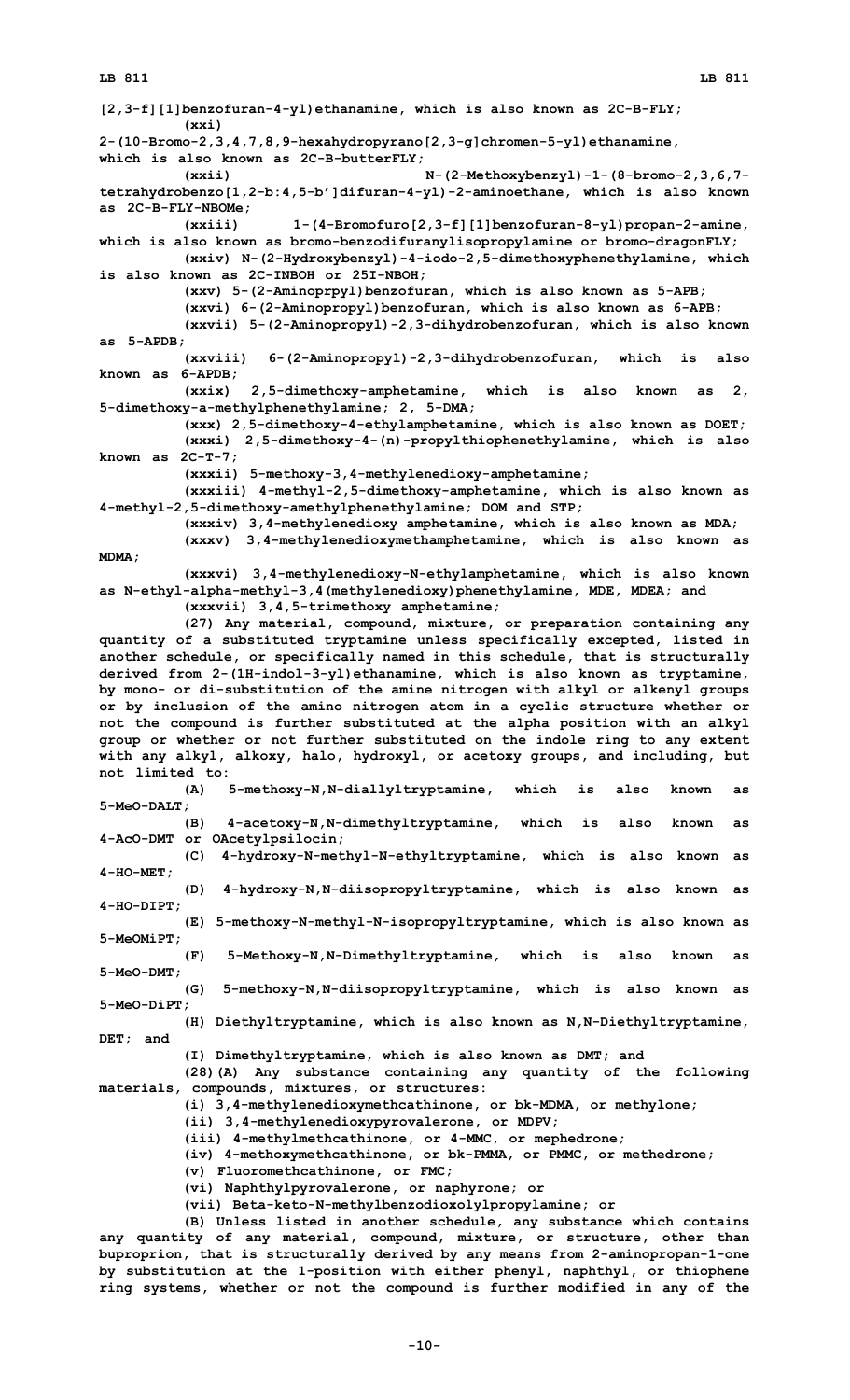[2,3-f][1]benzofuran-4-yl)ethanamine, which is also known as 2C-B-FLY;

(xxi) 2-(10-Bromo-2,3,4,7,8,9-hexahydropyrano[2,3-g]chromen-5-yl)ethanamine, which is also known as 2C-B-butterFLY;

(xxii) N-(2-Methoxybenzyl)-1-(8-bromo-2,3,6,7-tetrahydrobenzo[1,2-b:4,5-b']difuran-4-yl)-2-aminoethane, which is also known as 2C-B-FLY-NBOMe;

(xxiii) 1-(4-Bromofuro[2,3-f][1]benzofuran-8-yl)propan-2-amine, which is also known as bromo-benzodifuranylisopropylamine or bromo-dragonFLY;

(xxiv) N-(2-Hydroxybenzyl)-4-iodo-2,5-dimethoxyphenethylamine, which is also known as 2C-INBOH or 25I-NBOH;

(xxv) 5-(2-Aminoprpyl)benzofuran, which is also known as 5-APB;

(xxvi) 6-(2-Aminopropyl)benzofuran, which is also known as 6-APB;

(xxvii) 5-(2-Aminopropyl)-2,3-dihydrobenzofuran, which is also known as 5-APDB;

(xxviii) 6-(2-Aminopropyl)-2,3-dihydrobenzofuran, which is also known as 6-APDB;

(xxix) 2,5-dimethoxy-amphetamine, which is also known as 2, 5-dimethoxy-a-methylphenethylamine; 2, 5-DMA;

(xxx) 2,5-dimethoxy-4-ethylamphetamine, which is also known as DOET;

(xxxi) 2,5-dimethoxy-4-(n)-propylthiophenethylamine, which is also known as 2C-T-7;

(xxxii) 5-methoxy-3,4-methylenedioxy-amphetamine;

(xxxiii) 4-methyl-2,5-dimethoxy-amphetamine, which is also known as 4-methyl-2,5-dimethoxy-amethylphenethylamine; DOM and STP;

(xxxiv) 3,4-methylenedioxy amphetamine, which is also known as MDA;

(xxxv) 3,4-methylenedioxymethamphetamine, which is also known as MDMA;

(xxxvi) 3,4-methylenedioxy-N-ethylamphetamine, which is also known as N-ethyl-alpha-methyl-3,4(methylenedioxy)phenethylamine, MDE, MDEA; and

(xxxvii) 3,4,5-trimethoxy amphetamine;

(27) Any material, compound, mixture, or preparation containing any quantity of a substituted tryptamine unless specifically excepted, listed in another schedule, or specifically named in this schedule, that is structurally derived from 2-(1H-indol-3-yl)ethanamine, which is also known as tryptamine, by mono- or di-substitution of the amine nitrogen with alkyl or alkenyl groups or by inclusion of the amino nitrogen atom in a cyclic structure whether or not the compound is further substituted at the alpha position with an alkyl group or whether or not further substituted on the indole ring to any extent with any alkyl, alkoxy, halo, hydroxyl, or acetoxy groups, and including, but not limited to:

(A) 5-methoxy-N,N-diallyltryptamine, which is also known as 5-MeO-DALT;

(B) 4-acetoxy-N,N-dimethyltryptamine, which is also known as 4-AcO-DMT or OAcetylpsilocin;

(C) 4-hydroxy-N-methyl-N-ethyltryptamine, which is also known as 4-HO-MET;

(D) 4-hydroxy-N,N-diisopropyltryptamine, which is also known as 4-HO-DIPT;

(E) 5-methoxy-N-methyl-N-isopropyltryptamine, which is also known as 5-MeOMiPT;

(F) 5-Methoxy-N,N-Dimethyltryptamine, which is also known as 5-MeO-DMT;

(G) 5-methoxy-N,N-diisopropyltryptamine, which is also known as 5-MeO-DiPT;

(H) Diethyltryptamine, which is also known as N,N-Diethyltryptamine, DET; and

(I) Dimethyltryptamine, which is also known as DMT; and

(28)(A) Any substance containing any quantity of the following materials, compounds, mixtures, or structures:

(i) 3,4-methylenedioxymethcathinone, or bk-MDMA, or methylone;

(ii) 3,4-methylenedioxypyrovalerone, or MDPV;

(iii) 4-methylmethcathinone, or 4-MMC, or mephedrone;

(iv) 4-methoxymethcathinone, or bk-PMMA, or PMMC, or methedrone;

(v) Fluoromethcathinone, or FMC;

(vi) Naphthylpyrovalerone, or naphyrone; or

(vii) Beta-keto-N-methylbenzodioxolylpropylamine; or

(B) Unless listed in another schedule, any substance which contains any quantity of any material, compound, mixture, or structure, other than buproprion, that is structurally derived by any means from 2-aminopropan-1-one by substitution at the 1-position with either phenyl, naphthyl, or thiophene ring systems, whether or not the compound is further modified in any of the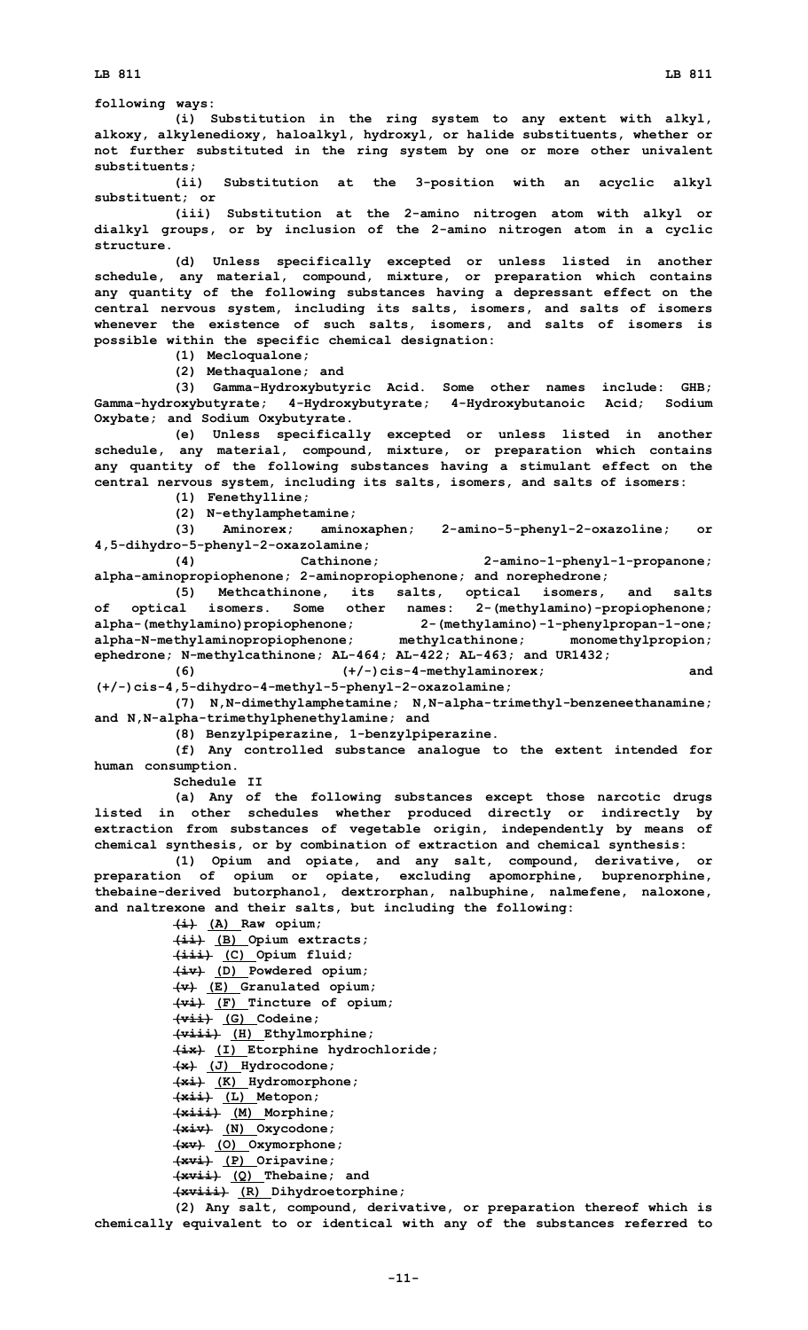following ways:

(i) Substitution in the ring system to any extent with alkyl, alkoxy, alkylenedioxy, haloalkyl, hydroxyl, or halide substituents, whether or not further substituted in the ring system by one or more other univalent substituents;

(ii) Substitution at the 3-position with an acyclic alkyl substituent; or

(iii) Substitution at the 2-amino nitrogen atom with alkyl or dialkyl groups, or by inclusion of the 2-amino nitrogen atom in a cyclic structure.

(d) Unless specifically excepted or unless listed in another schedule, any material, compound, mixture, or preparation which contains any quantity of the following substances having a depressant effect on the central nervous system, including its salts, isomers, and salts of isomers whenever the existence of such salts, isomers, and salts of isomers is possible within the specific chemical designation:

(1) Mecloqualone;

(2) Methaqualone; and

(3) Gamma-Hydroxybutyric Acid. Some other names include: GHB; Gamma-hydroxybutyrate; 4-Hydroxybutyrate; 4-Hydroxybutanoic Acid; Sodium Oxybate; and Sodium Oxybutyrate.

(e) Unless specifically excepted or unless listed in another schedule, any material, compound, mixture, or preparation which contains any quantity of the following substances having a stimulant effect on the central nervous system, including its salts, isomers, and salts of isomers:

(1) Fenethylline;

(2) N-ethylamphetamine;

(3) Aminorex; aminoxaphen; 2-amino-5-phenyl-2-oxazoline; or 4,5-dihydro-5-phenyl-2-oxazolamine;

(4) Cathinone; 2-amino-1-phenyl-1-propanone; alpha-aminopropiophenone; 2-aminopropiophenone; and norephedrone;

(5) Methcathinone, its salts, optical isomers, and salts of optical isomers. Some other names: 2-(methylamino)-propiophenone; alpha-(methylamino)propiophenone; 2-(methylamino)-1-phenylpropan-1-one; alpha-N-methylaminopropiophenone; methylcathinone; monomethylpropion; ephedrone; N-methylcathinone; AL-464; AL-422; AL-463; and UR1432;

(6) (+/-)cis-4-methylaminorex; and (+/-)cis-4,5-dihydro-4-methyl-5-phenyl-2-oxazolamine;

(7) N,N-dimethylamphetamine; N,N-alpha-trimethyl-benzeneethanamine; and N,N-alpha-trimethylphenethylamine; and

(8) Benzylpiperazine, 1-benzylpiperazine.

(f) Any controlled substance analogue to the extent intended for human consumption.

Schedule II

(a) Any of the following substances except those narcotic drugs listed in other schedules whether produced directly or indirectly by extraction from substances of vegetable origin, independently by means of chemical synthesis, or by combination of extraction and chemical synthesis:

(1) Opium and opiate, and any salt, compound, derivative, or preparation of opium or opiate, excluding apomorphine, buprenorphine, thebaine-derived butorphanol, dextrorphan, nalbuphine, nalmefene, naloxone, and naltrexone and their salts, but including the following:

~~(i)~~ (A) Raw opium;

~~(ii)~~ (B) Opium extracts;

~~(iii)~~ (C) Opium fluid;

~~(iv)~~ (D) Powdered opium;

~~(v)~~ (E) Granulated opium;

~~(vi)~~ (F) Tincture of opium;

~~(vii)~~ (G) Codeine;

~~(viii)~~ (H) Ethylmorphine;

~~(ix)~~ (I) Etorphine hydrochloride;

~~(x)~~ (J) Hydrocodone;

~~(xi)~~ (K) Hydromorphone;

~~(xii)~~ (L) Metopon;

~~(xiii)~~ (M) Morphine;

~~(xiv)~~ (N) Oxycodone;

~~(xv)~~ (O) Oxymorphone;

~~(xvi)~~ (P) Oripavine;

~~(xvii)~~ (Q) Thebaine; and

~~(xviii)~~ (R) Dihydroetorphine;

(2) Any salt, compound, derivative, or preparation thereof which is chemically equivalent to or identical with any of the substances referred to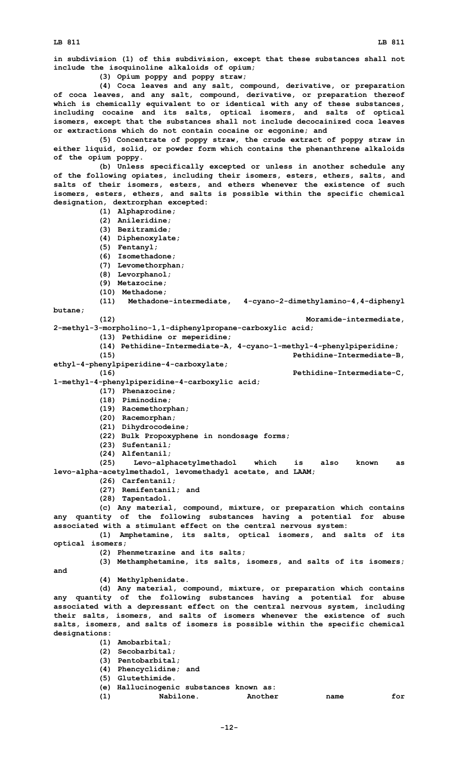**in subdivision (1) of this subdivision, except that these substances shall not include the isoquinoline alkaloids of opium;**

**(3) Opium poppy and poppy straw;**

**(4) Coca leaves and any salt, compound, derivative, or preparation of coca leaves, and any salt, compound, derivative, or preparation thereof which is chemically equivalent to or identical with any of these substances, including cocaine and its salts, optical isomers, and salts of optical isomers, except that the substances shall not include decocainized coca leaves or extractions which do not contain cocaine or ecgonine; and**

**(5) Concentrate of poppy straw, the crude extract of poppy straw in either liquid, solid, or powder form which contains the phenanthrene alkaloids of the opium poppy.**

**(b) Unless specifically excepted or unless in another schedule any of the following opiates, including their isomers, esters, ethers, salts, and salts of their isomers, esters, and ethers whenever the existence of such isomers, esters, ethers, and salts is possible within the specific chemical designation, dextrorphan excepted:**

**(1) Alphaprodine;**

**(2) Anileridine;**

**(3) Bezitramide;**

**(4) Diphenoxylate;**

**(5) Fentanyl;**

**(6) Isomethadone;**

**(7) Levomethorphan;**

**(8) Levorphanol;**

**(9) Metazocine;**

**(10) Methadone;**

**(11) Methadone-intermediate, 4-cyano-2-dimethylamino-4,4-diphenyl butane;**

**(12) Moramide-intermediate, 2-methyl-3-morpholino-1,1-diphenylpropane-carboxylic acid;**

**(13) Pethidine or meperidine;**

**(14) Pethidine-Intermediate-A, 4-cyano-1-methyl-4-phenylpiperidine;**

**(15) Pethidine-Intermediate-B, ethyl-4-phenylpiperidine-4-carboxylate;**

**(16) Pethidine-Intermediate-C, 1-methyl-4-phenylpiperidine-4-carboxylic acid;**

**(17) Phenazocine;**

**(18) Piminodine;**

**(19) Racemethorphan;**

**(20) Racemorphan;**

**(21) Dihydrocodeine;**

**(22) Bulk Propoxyphene in nondosage forms;**

**(23) Sufentanil;**

**(24) Alfentanil;**

**(25) Levo-alphacetylmethadol which is also known as levo-alpha-acetylmethadol, levomethadyl acetate, and LAAM;**

**(26) Carfentanil;**

**(27) Remifentanil; and**

**(28) Tapentadol.**

**(c) Any material, compound, mixture, or preparation which contains any quantity of the following substances having a potential for abuse associated with a stimulant effect on the central nervous system:**

**(1) Amphetamine, its salts, optical isomers, and salts of its optical isomers;**

**(2) Phenmetrazine and its salts;**

**(3) Methamphetamine, its salts, isomers, and salts of its isomers; and**

**(4) Methylphenidate.**

**(d) Any material, compound, mixture, or preparation which contains any quantity of the following substances having a potential for abuse associated with a depressant effect on the central nervous system, including their salts, isomers, and salts of isomers whenever the existence of such salts, isomers, and salts of isomers is possible within the specific chemical designations:**

**(1) Amobarbital;**

**(2) Secobarbital;**

**(3) Pentobarbital;**

**(4) Phencyclidine; and**

**(5) Glutethimide.**

**(e) Hallucinogenic substances known as:**

**(1) Nabilone. Another name for**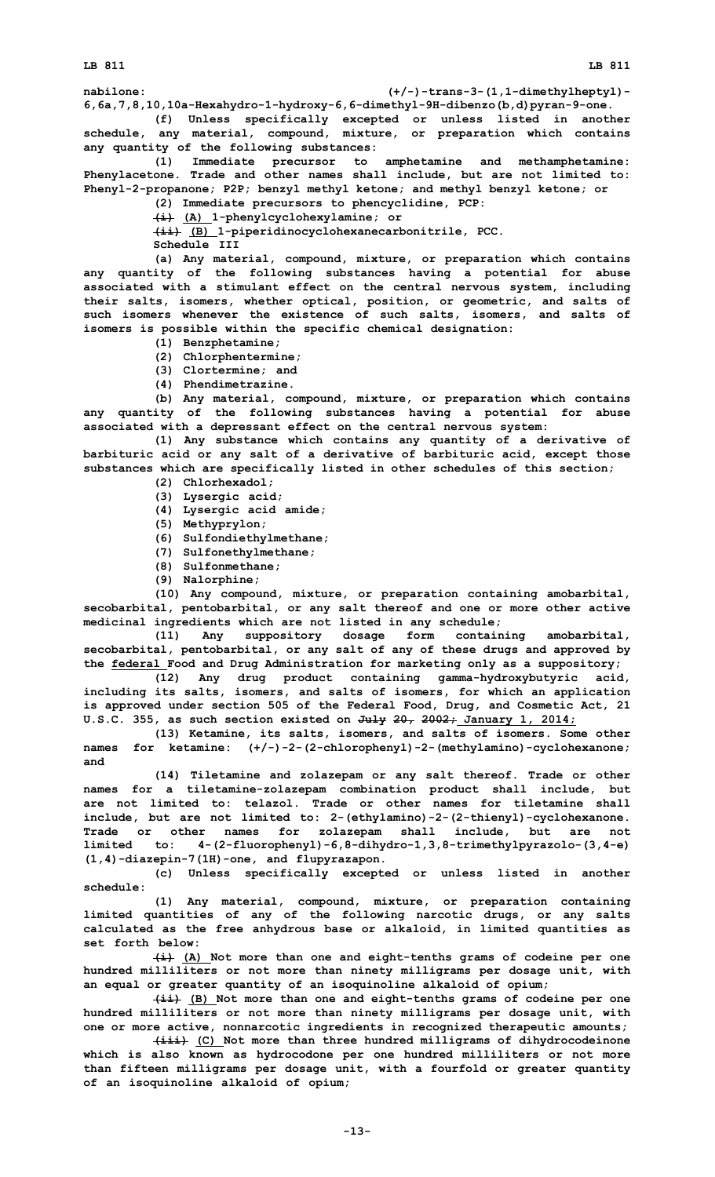nabilone: (+/-)-trans-3-(1,1-dimethylheptyl)-6,6a,7,8,10,10a-Hexahydro-1-hydroxy-6,6-dimethyl-9H-dibenzo(b,d)pyran-9-one.

(f) Unless specifically excepted or unless listed in another schedule, any material, compound, mixture, or preparation which contains any quantity of the following substances:

(1) Immediate precursor to amphetamine and methamphetamine: Phenylacetone. Trade and other names shall include, but are not limited to: Phenyl-2-propanone; P2P; benzyl methyl ketone; and methyl benzyl ketone; or

(2) Immediate precursors to phencyclidine, PCP:

~~(i)~~ (A) 1-phenylcyclohexylamine; or

~~(ii)~~ (B) 1-piperidinocyclohexanecarbonitrile, PCC.

Schedule III

(a) Any material, compound, mixture, or preparation which contains any quantity of the following substances having a potential for abuse associated with a stimulant effect on the central nervous system, including their salts, isomers, whether optical, position, or geometric, and salts of such isomers whenever the existence of such salts, isomers, and salts of isomers is possible within the specific chemical designation:

(1) Benzphetamine;

(2) Chlorphentermine;

(3) Clortermine; and

(4) Phendimetrazine.

(b) Any material, compound, mixture, or preparation which contains any quantity of the following substances having a potential for abuse associated with a depressant effect on the central nervous system:

(1) Any substance which contains any quantity of a derivative of barbituric acid or any salt of a derivative of barbituric acid, except those substances which are specifically listed in other schedules of this section;

(2) Chlorhexadol;

(3) Lysergic acid;

(4) Lysergic acid amide;

(5) Methyprylon;

(6) Sulfondiethylmethane;

(7) Sulfonethylmethane;

(8) Sulfonmethane;

(9) Nalorphine;

(10) Any compound, mixture, or preparation containing amobarbital, secobarbital, pentobarbital, or any salt thereof and one or more other active medicinal ingredients which are not listed in any schedule;

(11) Any suppository dosage form containing amobarbital, secobarbital, pentobarbital, or any salt of any of these drugs and approved by the federal Food and Drug Administration for marketing only as a suppository;

(12) Any drug product containing gamma-hydroxybutyric acid, including its salts, isomers, and salts of isomers, for which an application is approved under section 505 of the Federal Food, Drug, and Cosmetic Act, 21 U.S.C. 355, as such section existed on ~~July 20, 2002;~~ January 1, 2014;

(13) Ketamine, its salts, isomers, and salts of isomers. Some other names for ketamine: (+/-)-2-(2-chlorophenyl)-2-(methylamino)-cyclohexanone; and

(14) Tiletamine and zolazepam or any salt thereof. Trade or other names for a tiletamine-zolazepam combination product shall include, but are not limited to: telazol. Trade or other names for tiletamine shall include, but are not limited to: 2-(ethylamino)-2-(2-thienyl)-cyclohexanone. Trade or other names for zolazepam shall include, but are not limited to: 4-(2-fluorophenyl)-6,8-dihydro-1,3,8-trimethylpyrazolo-(3,4-e)(1,4)-diazepin-7(1H)-one, and flupyrazapon.

(c) Unless specifically excepted or unless listed in another schedule:

(1) Any material, compound, mixture, or preparation containing limited quantities of any of the following narcotic drugs, or any salts calculated as the free anhydrous base or alkaloid, in limited quantities as set forth below:

~~(i)~~ (A) Not more than one and eight-tenths grams of codeine per one hundred milliliters or not more than ninety milligrams per dosage unit, with an equal or greater quantity of an isoquinoline alkaloid of opium;

~~(ii)~~ (B) Not more than one and eight-tenths grams of codeine per one hundred milliliters or not more than ninety milligrams per dosage unit, with one or more active, nonnarcotic ingredients in recognized therapeutic amounts;

~~(iii)~~ (C) Not more than three hundred milligrams of dihydrocodeinone which is also known as hydrocodone per one hundred milliliters or not more than fifteen milligrams per dosage unit, with a fourfold or greater quantity of an isoquinoline alkaloid of opium;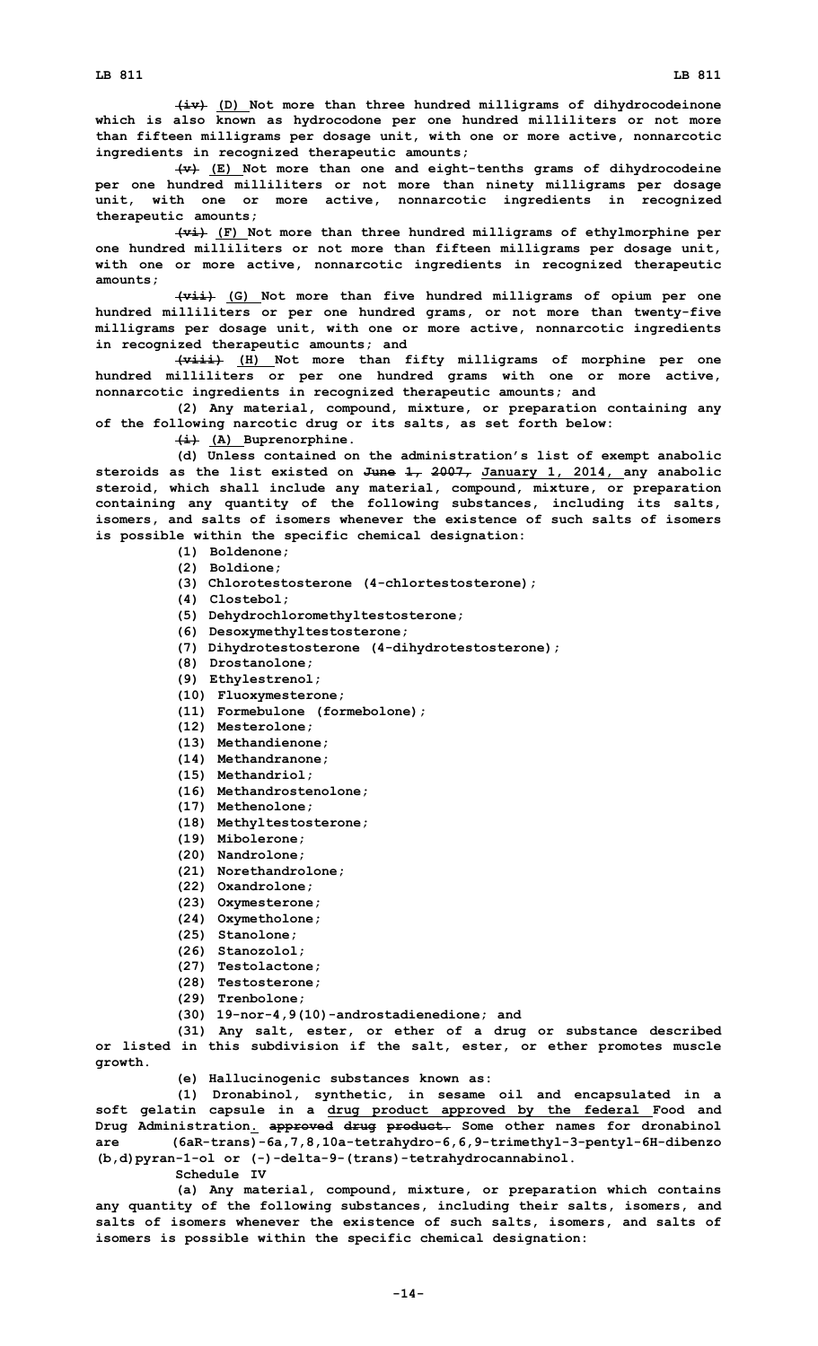~~(iv)~~ (D) Not more than three hundred milligrams of dihydrocodeinone which is also known as hydrocodone per one hundred milliliters or not more than fifteen milligrams per dosage unit, with one or more active, nonnarcotic ingredients in recognized therapeutic amounts;

~~(v)~~ (E) Not more than one and eight-tenths grams of dihydrocodeine per one hundred milliliters or not more than ninety milligrams per dosage unit, with one or more active, nonnarcotic ingredients in recognized therapeutic amounts;

~~(vi)~~ (F) Not more than three hundred milligrams of ethylmorphine per one hundred milliliters or not more than fifteen milligrams per dosage unit, with one or more active, nonnarcotic ingredients in recognized therapeutic amounts;

~~(vii)~~ (G) Not more than five hundred milligrams of opium per one hundred milliliters or per one hundred grams, or not more than twenty-five milligrams per dosage unit, with one or more active, nonnarcotic ingredients in recognized therapeutic amounts; and

~~(viii)~~ (H) Not more than fifty milligrams of morphine per one hundred milliliters or per one hundred grams with one or more active, nonnarcotic ingredients in recognized therapeutic amounts; and

(2) Any material, compound, mixture, or preparation containing any of the following narcotic drug or its salts, as set forth below:

~~(i)~~ (A) Buprenorphine.

(d) Unless contained on the administration's list of exempt anabolic steroids as the list existed on ~~June 1, 2007,~~ January 1, 2014, any anabolic steroid, which shall include any material, compound, mixture, or preparation containing any quantity of the following substances, including its salts, isomers, and salts of isomers whenever the existence of such salts of isomers is possible within the specific chemical designation:

(1) Boldenone;
(2) Boldione;
(3) Chlorotestosterone (4-chlortestosterone);
(4) Clostebol;
(5) Dehydrochloromethyltestosterone;
(6) Desoxymethyltestosterone;
(7) Dihydrotestosterone (4-dihydrotestosterone);
(8) Drostanolone;
(9) Ethylestrenol;
(10) Fluoxymesterone;
(11) Formebulone (formebolone);
(12) Mesterolone;
(13) Methandienone;
(14) Methandranone;
(15) Methandriol;
(16) Methandrostenolone;
(17) Methenolone;
(18) Methyltestosterone;
(19) Mibolerone;
(20) Nandrolone;
(21) Norethandrolone;
(22) Oxandrolone;
(23) Oxymesterone;
(24) Oxymetholone;
(25) Stanolone;
(26) Stanozolol;
(27) Testolactone;
(28) Testosterone;
(29) Trenbolone;
(30) 19-nor-4,9(10)-androstadienedione; and
(31) Any salt, ester, or ether of a drug or substance described or listed in this subdivision if the salt, ester, or ether promotes muscle growth.

(e) Hallucinogenic substances known as:

(1) Dronabinol, synthetic, in sesame oil and encapsulated in a soft gelatin capsule in a drug product approved by the federal Food and Drug Administration. ~~approved drug product.~~ Some other names for dronabinol are (6aR-trans)-6a,7,8,10a-tetrahydro-6,6,9-trimethyl-3-pentyl-6H-dibenzo (b,d)pyran-1-ol or (-)-delta-9-(trans)-tetrahydrocannabinol.

Schedule IV

(a) Any material, compound, mixture, or preparation which contains any quantity of the following substances, including their salts, isomers, and salts of isomers whenever the existence of such salts, isomers, and salts of isomers is possible within the specific chemical designation: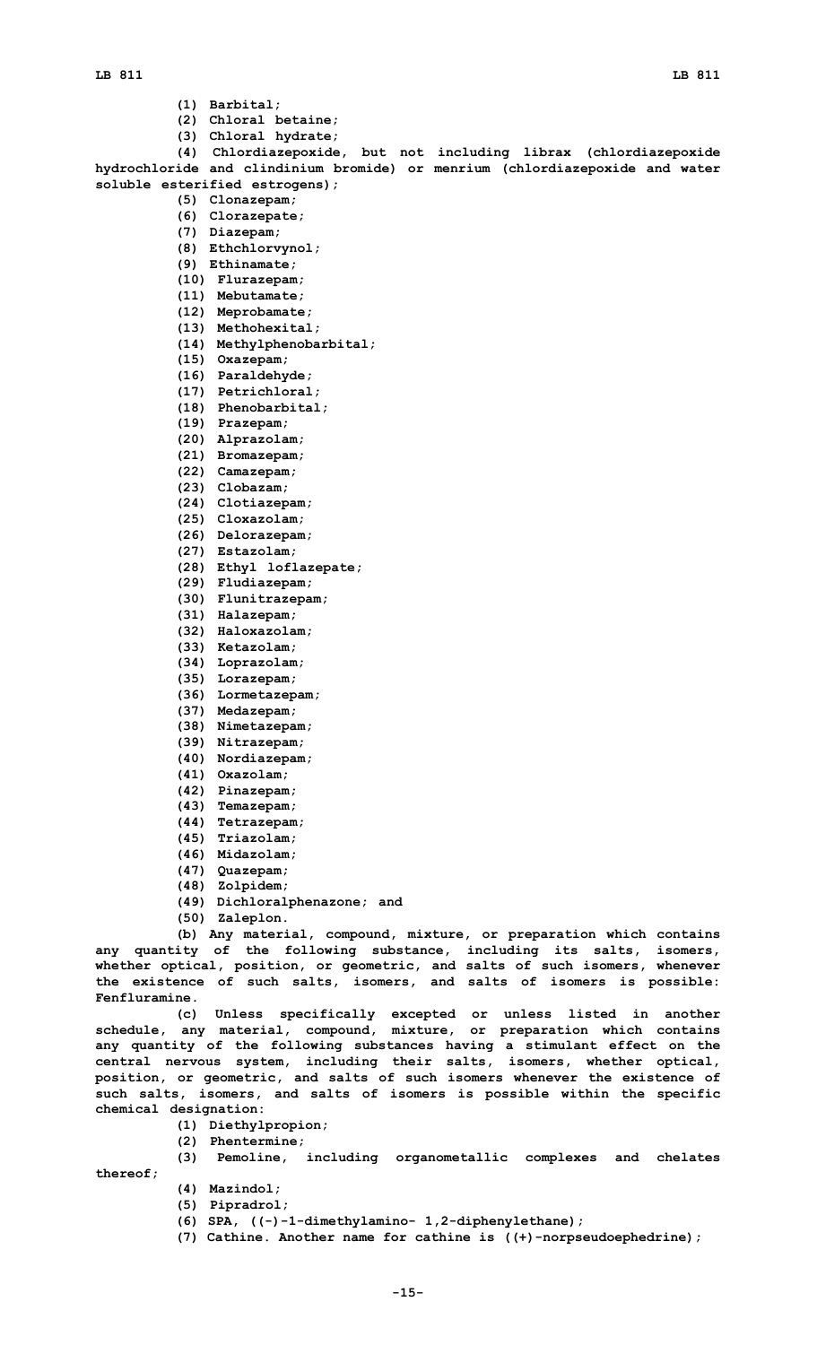(1) Barbital;

(2) Chloral betaine;

(3) Chloral hydrate;

(4) Chlordiazepoxide, but not including librax (chlordiazepoxide hydrochloride and clindinium bromide) or menrium (chlordiazepoxide and water soluble esterified estrogens);

(5) Clonazepam;

(6) Clorazepate;

(7) Diazepam;

(8) Ethchlorvynol;

(9) Ethinamate;

(10) Flurazepam;

(11) Mebutamate;

(12) Meprobamate;

(13) Methohexital;

(14) Methylphenobarbital;

(15) Oxazepam;

(16) Paraldehyde;

(17) Petrichloral;

(18) Phenobarbital;

(19) Prazepam;

(20) Alprazolam;

(21) Bromazepam;

(22) Camazepam;

(23) Clobazam;

(24) Clotiazepam;

(25) Cloxazolam;

(26) Delorazepam;

(27) Estazolam;

(28) Ethyl loflazepate;

(29) Fludiazepam;

(30) Flunitrazepam;

(31) Halazepam;

(32) Haloxazolam;

(33) Ketazolam;

(34) Loprazolam;

(35) Lorazepam;

(36) Lormetazepam;

(37) Medazepam;

(38) Nimetazepam;

(39) Nitrazepam;

(40) Nordiazepam;

(41) Oxazolam;

(42) Pinazepam;

(43) Temazepam;

(44) Tetrazepam;

(45) Triazolam;

(46) Midazolam;

(47) Quazepam;

(48) Zolpidem;

(49) Dichloralphenazone; and

(50) Zaleplon.

(b) Any material, compound, mixture, or preparation which contains any quantity of the following substance, including its salts, isomers, whether optical, position, or geometric, and salts of such isomers, whenever the existence of such salts, isomers, and salts of isomers is possible: Fenfluramine.

(c) Unless specifically excepted or unless listed in another schedule, any material, compound, mixture, or preparation which contains any quantity of the following substances having a stimulant effect on the central nervous system, including their salts, isomers, whether optical, position, or geometric, and salts of such isomers whenever the existence of such salts, isomers, and salts of isomers is possible within the specific chemical designation:

(1) Diethylpropion;

(2) Phentermine;

(3) Pemoline, including organometallic complexes and chelates thereof;

(4) Mazindol;

(5) Pipradrol;

(6) SPA, ((-)-1-dimethylamino- 1,2-diphenylethane);

(7) Cathine. Another name for cathine is ((+)-norpseudoephedrine);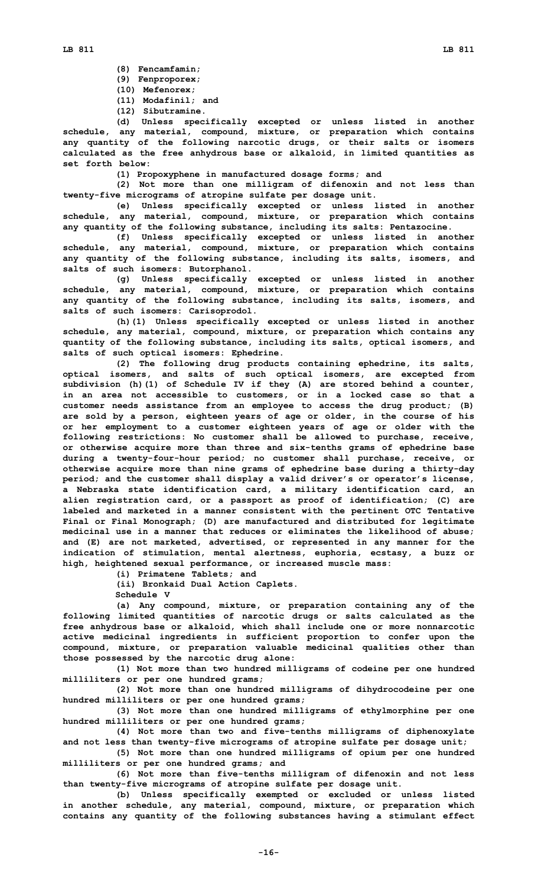(8) Fencamfamin;

(9) Fenproporex;

(10) Mefenorex;

(11) Modafinil; and

(12) Sibutramine.

(d) Unless specifically excepted or unless listed in another schedule, any material, compound, mixture, or preparation which contains any quantity of the following narcotic drugs, or their salts or isomers calculated as the free anhydrous base or alkaloid, in limited quantities as set forth below:

(1) Propoxyphene in manufactured dosage forms; and

(2) Not more than one milligram of difenoxin and not less than twenty-five micrograms of atropine sulfate per dosage unit.

(e) Unless specifically excepted or unless listed in another schedule, any material, compound, mixture, or preparation which contains any quantity of the following substance, including its salts: Pentazocine.

(f) Unless specifically excepted or unless listed in another schedule, any material, compound, mixture, or preparation which contains any quantity of the following substance, including its salts, isomers, and salts of such isomers: Butorphanol.

(g) Unless specifically excepted or unless listed in another schedule, any material, compound, mixture, or preparation which contains any quantity of the following substance, including its salts, isomers, and salts of such isomers: Carisoprodol.

(h)(1) Unless specifically excepted or unless listed in another schedule, any material, compound, mixture, or preparation which contains any quantity of the following substance, including its salts, optical isomers, and salts of such optical isomers: Ephedrine.

(2) The following drug products containing ephedrine, its salts, optical isomers, and salts of such optical isomers, are excepted from subdivision (h)(1) of Schedule IV if they (A) are stored behind a counter, in an area not accessible to customers, or in a locked case so that a customer needs assistance from an employee to access the drug product; (B) are sold by a person, eighteen years of age or older, in the course of his or her employment to a customer eighteen years of age or older with the following restrictions: No customer shall be allowed to purchase, receive, or otherwise acquire more than three and six-tenths grams of ephedrine base during a twenty-four-hour period; no customer shall purchase, receive, or otherwise acquire more than nine grams of ephedrine base during a thirty-day period; and the customer shall display a valid driver's or operator's license, a Nebraska state identification card, a military identification card, an alien registration card, or a passport as proof of identification; (C) are labeled and marketed in a manner consistent with the pertinent OTC Tentative Final or Final Monograph; (D) are manufactured and distributed for legitimate medicinal use in a manner that reduces or eliminates the likelihood of abuse; and (E) are not marketed, advertised, or represented in any manner for the indication of stimulation, mental alertness, euphoria, ecstasy, a buzz or high, heightened sexual performance, or increased muscle mass:

(i) Primatene Tablets; and

(ii) Bronkaid Dual Action Caplets.

Schedule V

(a) Any compound, mixture, or preparation containing any of the following limited quantities of narcotic drugs or salts calculated as the free anhydrous base or alkaloid, which shall include one or more nonnarcotic active medicinal ingredients in sufficient proportion to confer upon the compound, mixture, or preparation valuable medicinal qualities other than those possessed by the narcotic drug alone:

(1) Not more than two hundred milligrams of codeine per one hundred milliliters or per one hundred grams;

(2) Not more than one hundred milligrams of dihydrocodeine per one hundred milliliters or per one hundred grams;

(3) Not more than one hundred milligrams of ethylmorphine per one hundred milliliters or per one hundred grams;

(4) Not more than two and five-tenths milligrams of diphenoxylate and not less than twenty-five micrograms of atropine sulfate per dosage unit;

(5) Not more than one hundred milligrams of opium per one hundred milliliters or per one hundred grams; and

(6) Not more than five-tenths milligram of difenoxin and not less than twenty-five micrograms of atropine sulfate per dosage unit.

(b) Unless specifically exempted or excluded or unless listed in another schedule, any material, compound, mixture, or preparation which contains any quantity of the following substances having a stimulant effect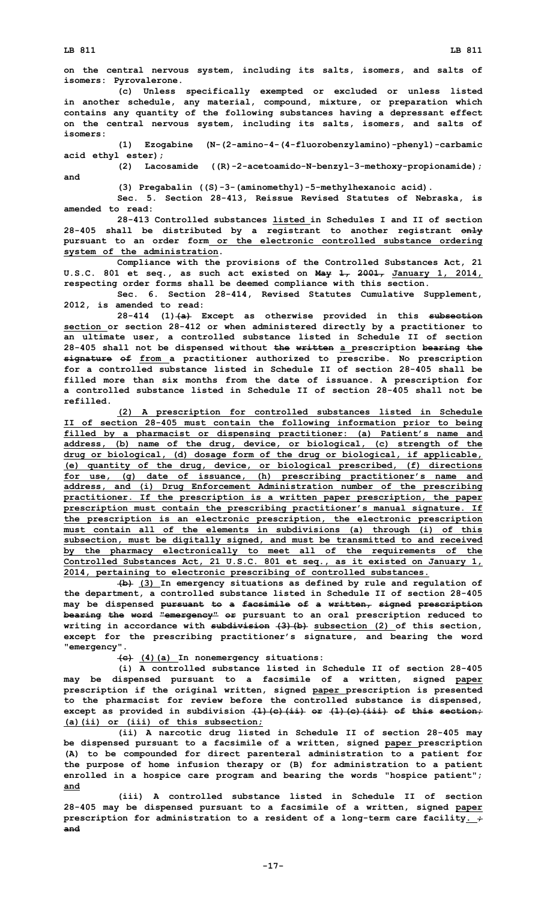on the central nervous system, including its salts, isomers, and salts of isomers: Pyrovalerone.

(c) Unless specifically exempted or excluded or unless listed in another schedule, any material, compound, mixture, or preparation which contains any quantity of the following substances having a depressant effect on the central nervous system, including its salts, isomers, and salts of isomers:

(1) Ezogabine (N-(2-amino-4-(4-fluorobenzylamino)-phenyl)-carbamic acid ethyl ester);

(2) Lacosamide ((R)-2-acetoamido-N-benzyl-3-methoxy-propionamide); and

(3) Pregabalin ((S)-3-(aminomethyl)-5-methylhexanoic acid).

Sec. 5. Section 28-413, Reissue Revised Statutes of Nebraska, is amended to read:

28-413 Controlled substances listed in Schedules I and II of section 28-405 shall be distributed by a registrant to another registrant only pursuant to an order form or the electronic controlled substance ordering system of the administration.

Compliance with the provisions of the Controlled Substances Act, 21 U.S.C. 801 et seq., as such act existed on May 1, 2001, January 1, 2014, respecting order forms shall be deemed compliance with this section.

Sec. 6. Section 28-414, Revised Statutes Cumulative Supplement, 2012, is amended to read:

28-414 (1)(a) Except as otherwise provided in this subsection section or section 28-412 or when administered directly by a practitioner to an ultimate user, a controlled substance listed in Schedule II of section 28-405 shall not be dispensed without the written a prescription bearing the signature of from a practitioner authorized to prescribe. No prescription for a controlled substance listed in Schedule II of section 28-405 shall be filled more than six months from the date of issuance. A prescription for a controlled substance listed in Schedule II of section 28-405 shall not be refilled.

(2) A prescription for controlled substances listed in Schedule II of section 28-405 must contain the following information prior to being filled by a pharmacist or dispensing practitioner: (a) Patient's name and address, (b) name of the drug, device, or biological, (c) strength of the drug or biological, (d) dosage form of the drug or biological, if applicable, (e) quantity of the drug, device, or biological prescribed, (f) directions for use, (g) date of issuance, (h) prescribing practitioner's name and address, and (i) Drug Enforcement Administration number of the prescribing practitioner. If the prescription is a written paper prescription, the paper prescription must contain the prescribing practitioner's manual signature. If the prescription is an electronic prescription, the electronic prescription must contain all of the elements in subdivisions (a) through (i) of this subsection, must be digitally signed, and must be transmitted to and received by the pharmacy electronically to meet all of the requirements of the Controlled Substances Act, 21 U.S.C. 801 et seq., as it existed on January 1, 2014, pertaining to electronic prescribing of controlled substances.

(b) (3) In emergency situations as defined by rule and regulation of the department, a controlled substance listed in Schedule II of section 28-405 may be dispensed pursuant to a facsimile of a written, signed prescription bearing the word "emergency" or pursuant to an oral prescription reduced to writing in accordance with subdivision (3)(b) subsection (2) of this section, except for the prescribing practitioner's signature, and bearing the word "emergency".

(c) (4)(a) In nonemergency situations:

(i) A controlled substance listed in Schedule II of section 28-405 may be dispensed pursuant to a facsimile of a written, signed paper prescription if the original written, signed paper prescription is presented to the pharmacist for review before the controlled substance is dispensed, except as provided in subdivision (1)(c)(ii) or (1)(c)(iii) of this section; (a)(ii) or (iii) of this subsection;

(ii) A narcotic drug listed in Schedule II of section 28-405 may be dispensed pursuant to a facsimile of a written, signed paper prescription (A) to be compounded for direct parenteral administration to a patient for the purpose of home infusion therapy or (B) for administration to a patient enrolled in a hospice care program and bearing the words "hospice patient"; and

(iii) A controlled substance listed in Schedule II of section 28-405 may be dispensed pursuant to a facsimile of a written, signed paper prescription for administration to a resident of a long-term care facility. ; and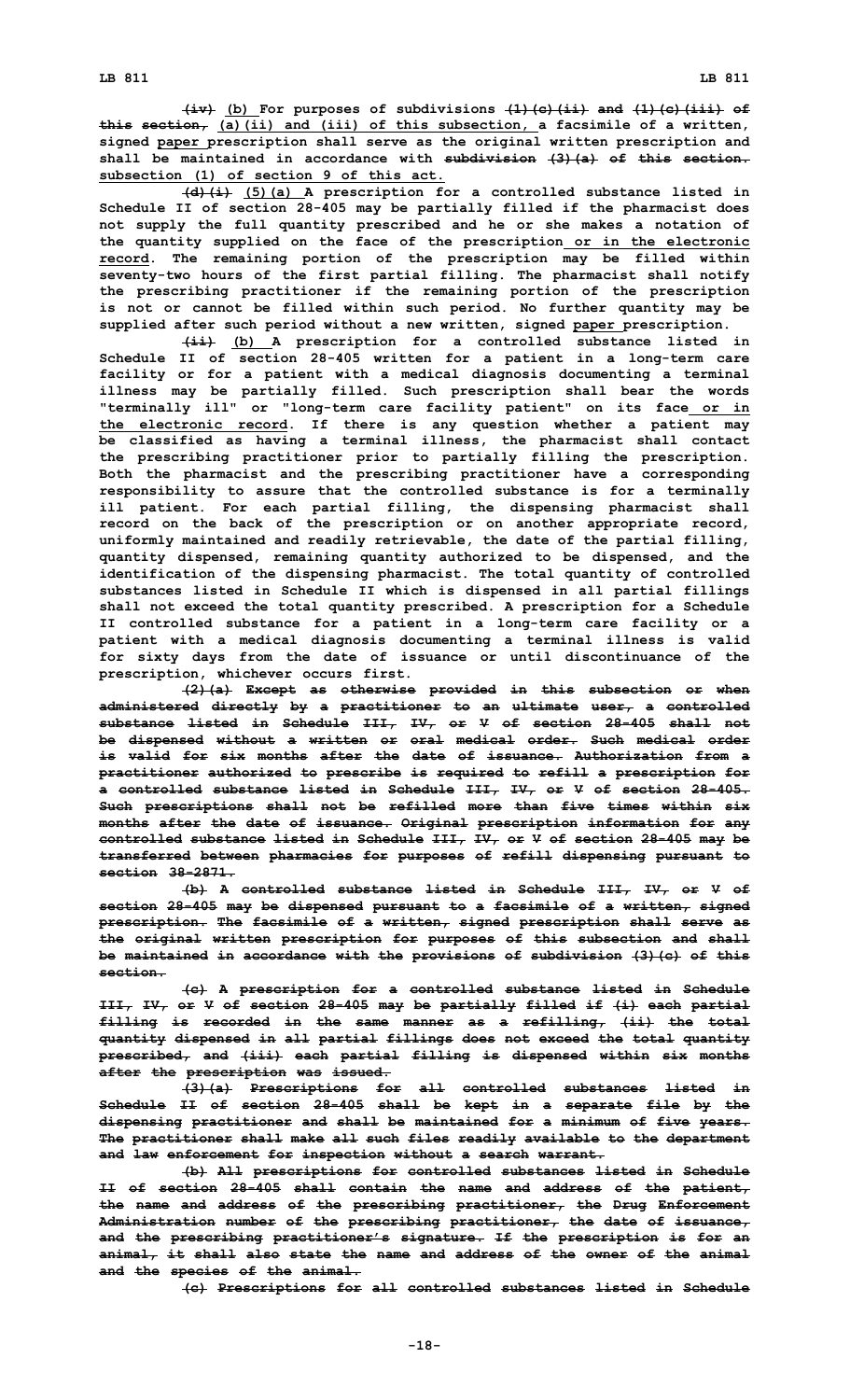~~(iv)~~ <u>(b)</u> For purposes of subdivisions ~~(1)(c)(ii) and (1)(c)(iii) of this section,~~ <u>(a)(ii) and (iii) of this subsection,</u> a facsimile of a written, signed <u>paper</u> prescription shall serve as the original written prescription and shall be maintained in accordance with ~~subdivision (3)(a) of this section.~~ <u>subsection (1) of section 9 of this act.</u>

~~(d)(i)~~ <u>(5)(a)</u> A prescription for a controlled substance listed in Schedule II of section 28-405 may be partially filled if the pharmacist does not supply the full quantity prescribed and he or she makes a notation of the quantity supplied on the face of the prescription <u>or in the electronic record</u>. The remaining portion of the prescription may be filled within seventy-two hours of the first partial filling. The pharmacist shall notify the prescribing practitioner if the remaining portion of the prescription is not or cannot be filled within such period. No further quantity may be supplied after such period without a new written, signed <u>paper</u> prescription.

~~(ii)~~ <u>(b)</u> A prescription for a controlled substance listed in Schedule II of section 28-405 written for a patient in a long-term care facility or for a patient with a medical diagnosis documenting a terminal illness may be partially filled. Such prescription shall bear the words "terminally ill" or "long-term care facility patient" on its face <u>or in the electronic record</u>. If there is any question whether a patient may be classified as having a terminal illness, the pharmacist shall contact the prescribing practitioner prior to partially filling the prescription. Both the pharmacist and the prescribing practitioner have a corresponding responsibility to assure that the controlled substance is for a terminally ill patient. For each partial filling, the dispensing pharmacist shall record on the back of the prescription or on another appropriate record, uniformly maintained and readily retrievable, the date of the partial filling, quantity dispensed, remaining quantity authorized to be dispensed, and the identification of the dispensing pharmacist. The total quantity of controlled substances listed in Schedule II which is dispensed in all partial fillings shall not exceed the total quantity prescribed. A prescription for a Schedule II controlled substance for a patient in a long-term care facility or a patient with a medical diagnosis documenting a terminal illness is valid for sixty days from the date of issuance or until discontinuance of the prescription, whichever occurs first.

~~(2)(a) Except as otherwise provided in this subsection or when administered directly by a practitioner to an ultimate user, a controlled substance listed in Schedule III, IV, or V of section 28-405 shall not be dispensed without a written or oral medical order. Such medical order is valid for six months after the date of issuance. Authorization from a practitioner authorized to prescribe is required to refill a prescription for a controlled substance listed in Schedule III, IV, or V of section 28-405. Such prescriptions shall not be refilled more than five times within six months after the date of issuance. Original prescription information for any controlled substance listed in Schedule III, IV, or V of section 28-405 may be transferred between pharmacies for purposes of refill dispensing pursuant to section 38-2871.~~

~~(b) A controlled substance listed in Schedule III, IV, or V of section 28-405 may be dispensed pursuant to a facsimile of a written, signed prescription. The facsimile of a written, signed prescription shall serve as the original written prescription for purposes of this subsection and shall be maintained in accordance with the provisions of subdivision (3)(c) of this section.~~

~~(c) A prescription for a controlled substance listed in Schedule III, IV, or V of section 28-405 may be partially filled if (i) each partial filling is recorded in the same manner as a refilling, (ii) the total quantity dispensed in all partial fillings does not exceed the total quantity prescribed, and (iii) each partial filling is dispensed within six months after the prescription was issued.~~

~~(3)(a) Prescriptions for all controlled substances listed in Schedule II of section 28-405 shall be kept in a separate file by the dispensing practitioner and shall be maintained for a minimum of five years. The practitioner shall make all such files readily available to the department and law enforcement for inspection without a search warrant.~~

~~(b) All prescriptions for controlled substances listed in Schedule II of section 28-405 shall contain the name and address of the patient, the name and address of the prescribing practitioner, the Drug Enforcement Administration number of the prescribing practitioner, the date of issuance, and the prescribing practitioner's signature. If the prescription is for an animal, it shall also state the name and address of the owner of the animal and the species of the animal.~~

~~(c) Prescriptions for all controlled substances listed in Schedule~~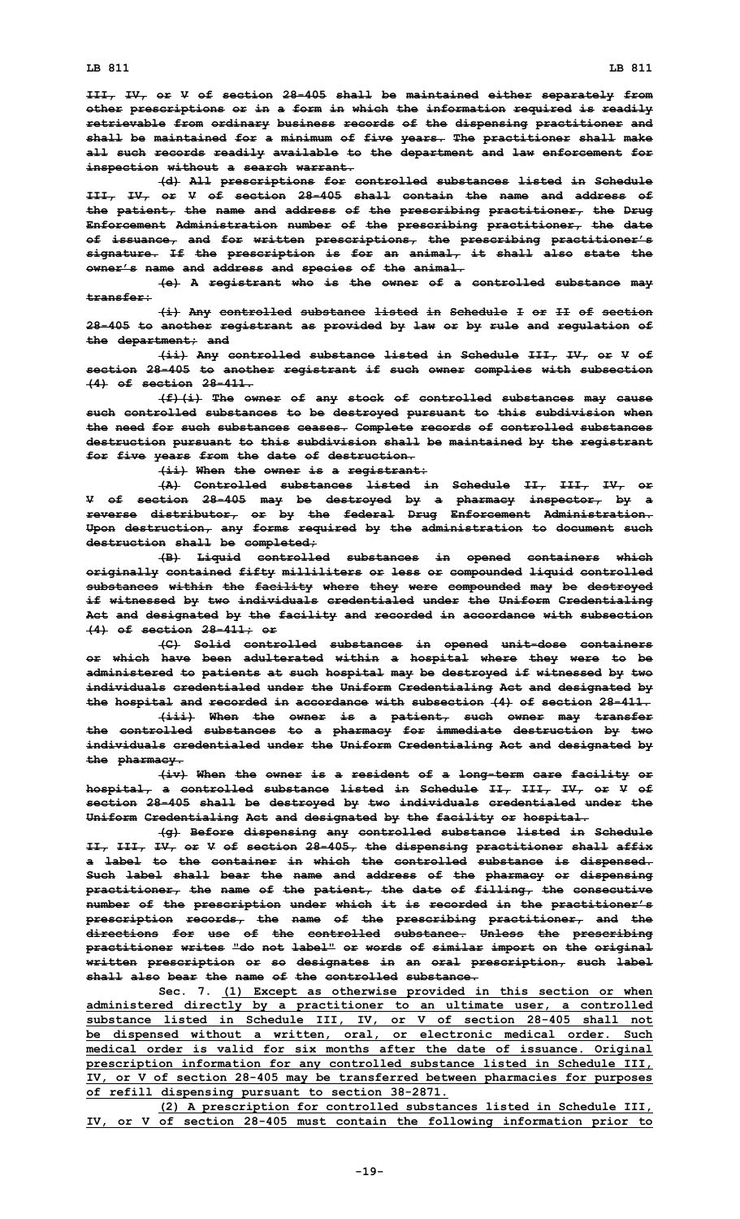~~III, IV, or V of section 28-405 shall be maintained either separately from other prescriptions or in a form in which the information required is readily retrievable from ordinary business records of the dispensing practitioner and shall be maintained for a minimum of five years. The practitioner shall make all such records readily available to the department and law enforcement for inspection without a search warrant.~~

~~(d) All prescriptions for controlled substances listed in Schedule III, IV, or V of section 28-405 shall contain the name and address of the patient, the name and address of the prescribing practitioner, the Drug Enforcement Administration number of the prescribing practitioner, the date of issuance, and for written prescriptions, the prescribing practitioner's signature. If the prescription is for an animal, it shall also state the owner's name and address and species of the animal.~~

~~(e) A registrant who is the owner of a controlled substance may transfer:~~

~~(i) Any controlled substance listed in Schedule I or II of section 28-405 to another registrant as provided by law or by rule and regulation of the department; and~~

~~(ii) Any controlled substance listed in Schedule III, IV, or V of section 28-405 to another registrant if such owner complies with subsection (4) of section 28-411.~~

~~(f)(i) The owner of any stock of controlled substances may cause such controlled substances to be destroyed pursuant to this subdivision when the need for such substances ceases. Complete records of controlled substances destruction pursuant to this subdivision shall be maintained by the registrant for five years from the date of destruction.~~

~~(ii) When the owner is a registrant:~~

~~(A) Controlled substances listed in Schedule II, III, IV, or V of section 28-405 may be destroyed by a pharmacy inspector, by a reverse distributor, or by the federal Drug Enforcement Administration. Upon destruction, any forms required by the administration to document such destruction shall be completed;~~

~~(B) Liquid controlled substances in opened containers which originally contained fifty milliliters or less or compounded liquid controlled substances within the facility where they were compounded may be destroyed if witnessed by two individuals credentialed under the Uniform Credentialing Act and designated by the facility and recorded in accordance with subsection (4) of section 28-411; or~~

~~(C) Solid controlled substances in opened unit-dose containers or which have been adulterated within a hospital where they were to be administered to patients at such hospital may be destroyed if witnessed by two individuals credentialed under the Uniform Credentialing Act and designated by the hospital and recorded in accordance with subsection (4) of section 28-411.~~

~~(iii) When the owner is a patient, such owner may transfer the controlled substances to a pharmacy for immediate destruction by two individuals credentialed under the Uniform Credentialing Act and designated by the pharmacy.~~

~~(iv) When the owner is a resident of a long-term care facility or hospital, a controlled substance listed in Schedule II, III, IV, or V of section 28-405 shall be destroyed by two individuals credentialed under the Uniform Credentialing Act and designated by the facility or hospital.~~

~~(g) Before dispensing any controlled substance listed in Schedule II, III, IV, or V of section 28-405, the dispensing practitioner shall affix a label to the container in which the controlled substance is dispensed. Such label shall bear the name and address of the pharmacy or dispensing practitioner, the name of the patient, the date of filling, the consecutive number of the prescription under which it is recorded in the practitioner's prescription records, the name of the prescribing practitioner, and the directions for use of the controlled substance. Unless the prescribing practitioner writes "do not label" or words of similar import on the original written prescription or so designates in an oral prescription, such label shall also bear the name of the controlled substance.~~

Sec. 7. <u>(1) Except as otherwise provided in this section or when administered directly by a practitioner to an ultimate user, a controlled substance listed in Schedule III, IV, or V of section 28-405 shall not be dispensed without a written, oral, or electronic medical order. Such medical order is valid for six months after the date of issuance. Original prescription information for any controlled substance listed in Schedule III, IV, or V of section 28-405 may be transferred between pharmacies for purposes of refill dispensing pursuant to section 38-2871.</u>

<u>(2) A prescription for controlled substances listed in Schedule III, IV, or V of section 28-405 must contain the following information prior to</u>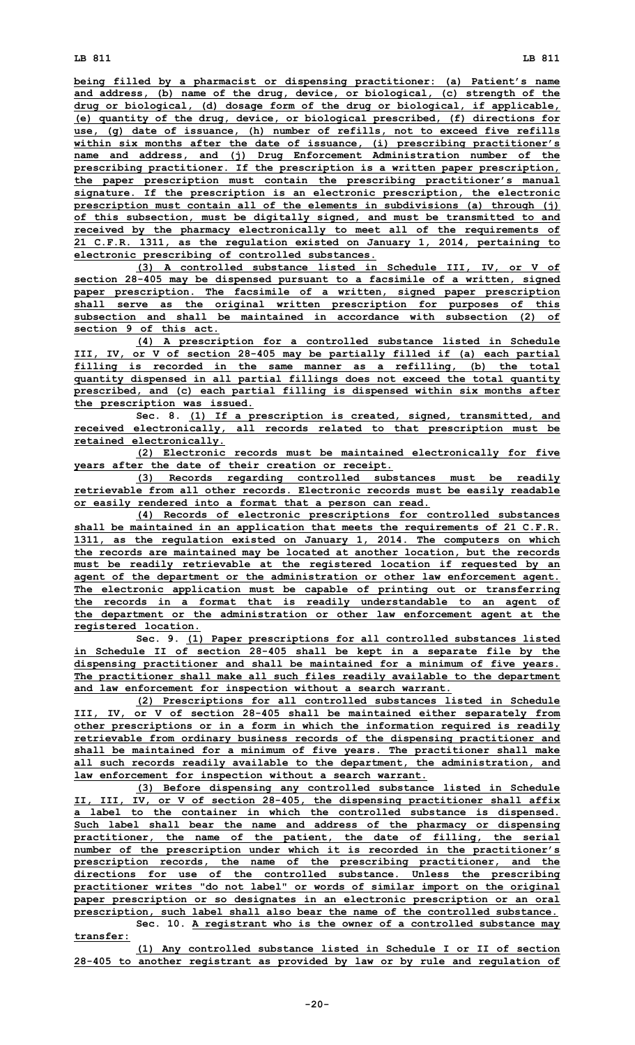being filled by a pharmacist or dispensing practitioner: (a) Patient's name and address, (b) name of the drug, device, or biological, (c) strength of the drug or biological, (d) dosage form of the drug or biological, if applicable, (e) quantity of the drug, device, or biological prescribed, (f) directions for use, (g) date of issuance, (h) number of refills, not to exceed five refills within six months after the date of issuance, (i) prescribing practitioner's name and address, and (j) Drug Enforcement Administration number of the prescribing practitioner. If the prescription is a written paper prescription, the paper prescription must contain the prescribing practitioner's manual signature. If the prescription is an electronic prescription, the electronic prescription must contain all of the elements in subdivisions (a) through (j) of this subsection, must be digitally signed, and must be transmitted to and received by the pharmacy electronically to meet all of the requirements of 21 C.F.R. 1311, as the regulation existed on January 1, 2014, pertaining to electronic prescribing of controlled substances.

(3) A controlled substance listed in Schedule III, IV, or V of section 28-405 may be dispensed pursuant to a facsimile of a written, signed paper prescription. The facsimile of a written, signed paper prescription shall serve as the original written prescription for purposes of this subsection and shall be maintained in accordance with subsection (2) of section 9 of this act.

(4) A prescription for a controlled substance listed in Schedule III, IV, or V of section 28-405 may be partially filled if (a) each partial filling is recorded in the same manner as a refilling, (b) the total quantity dispensed in all partial fillings does not exceed the total quantity prescribed, and (c) each partial filling is dispensed within six months after the prescription was issued.

Sec. 8. (1) If a prescription is created, signed, transmitted, and received electronically, all records related to that prescription must be retained electronically.

(2) Electronic records must be maintained electronically for five years after the date of their creation or receipt.

(3) Records regarding controlled substances must be readily retrievable from all other records. Electronic records must be easily readable or easily rendered into a format that a person can read.

(4) Records of electronic prescriptions for controlled substances shall be maintained in an application that meets the requirements of 21 C.F.R. 1311, as the regulation existed on January 1, 2014. The computers on which the records are maintained may be located at another location, but the records must be readily retrievable at the registered location if requested by an agent of the department or the administration or other law enforcement agent. The electronic application must be capable of printing out or transferring the records in a format that is readily understandable to an agent of the department or the administration or other law enforcement agent at the registered location.

Sec. 9. (1) Paper prescriptions for all controlled substances listed in Schedule II of section 28-405 shall be kept in a separate file by the dispensing practitioner and shall be maintained for a minimum of five years. The practitioner shall make all such files readily available to the department and law enforcement for inspection without a search warrant.

(2) Prescriptions for all controlled substances listed in Schedule III, IV, or V of section 28-405 shall be maintained either separately from other prescriptions or in a form in which the information required is readily retrievable from ordinary business records of the dispensing practitioner and shall be maintained for a minimum of five years. The practitioner shall make all such records readily available to the department, the administration, and law enforcement for inspection without a search warrant.

(3) Before dispensing any controlled substance listed in Schedule II, III, IV, or V of section 28-405, the dispensing practitioner shall affix a label to the container in which the controlled substance is dispensed. Such label shall bear the name and address of the pharmacy or dispensing practitioner, the name of the patient, the date of filling, the serial number of the prescription under which it is recorded in the practitioner's prescription records, the name of the prescribing practitioner, and the directions for use of the controlled substance. Unless the prescribing practitioner writes "do not label" or words of similar import on the original paper prescription or so designates in an electronic prescription or an oral prescription, such label shall also bear the name of the controlled substance.

Sec. 10. A registrant who is the owner of a controlled substance may transfer:

(1) Any controlled substance listed in Schedule I or II of section 28-405 to another registrant as provided by law or by rule and regulation of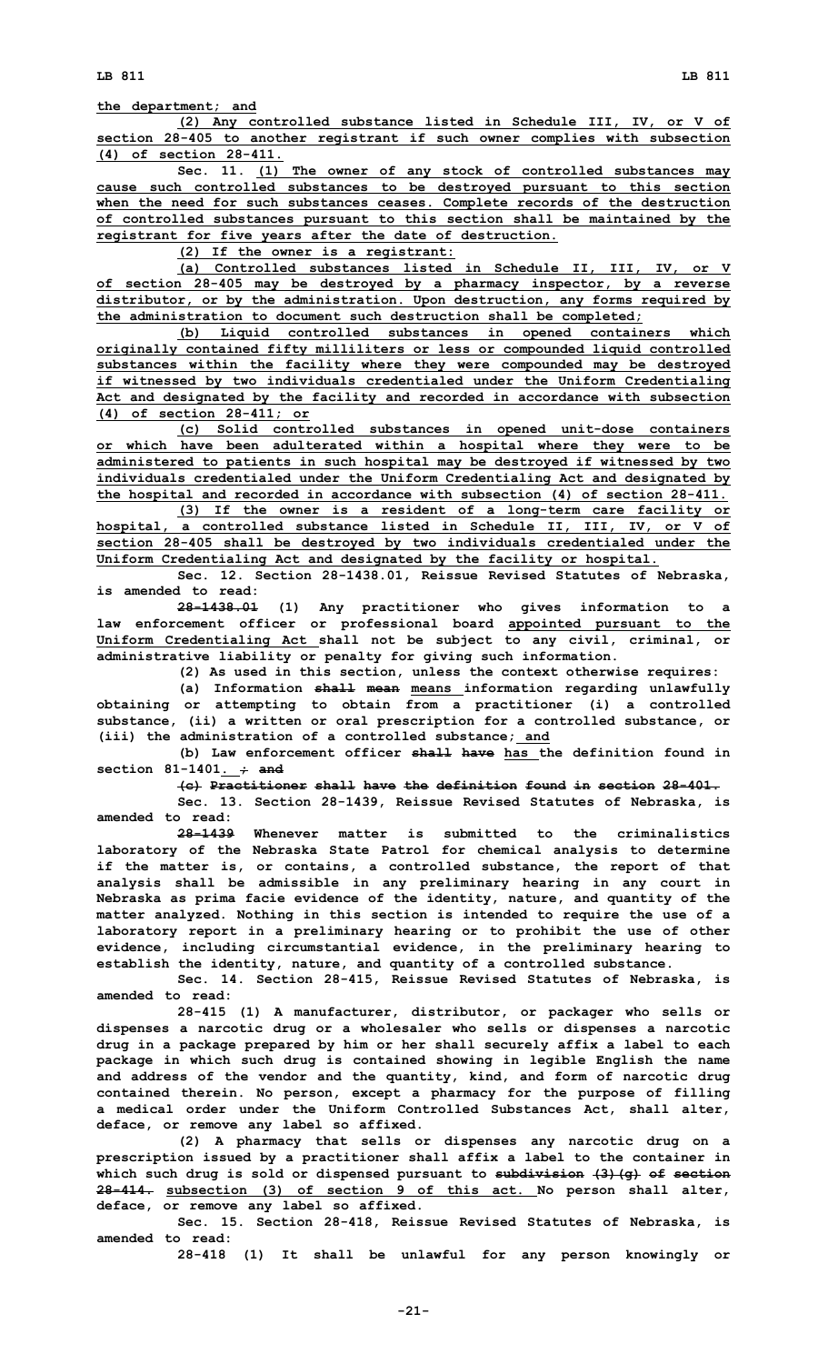the department; and

(2) Any controlled substance listed in Schedule III, IV, or V of section 28-405 to another registrant if such owner complies with subsection (4) of section 28-411.

Sec. 11. (1) The owner of any stock of controlled substances may cause such controlled substances to be destroyed pursuant to this section when the need for such substances ceases. Complete records of the destruction of controlled substances pursuant to this section shall be maintained by the registrant for five years after the date of destruction.

(2) If the owner is a registrant:

(a) Controlled substances listed in Schedule II, III, IV, or V of section 28-405 may be destroyed by a pharmacy inspector, by a reverse distributor, or by the administration. Upon destruction, any forms required by the administration to document such destruction shall be completed;

(b) Liquid controlled substances in opened containers which originally contained fifty milliliters or less or compounded liquid controlled substances within the facility where they were compounded may be destroyed if witnessed by two individuals credentialed under the Uniform Credentialing Act and designated by the facility and recorded in accordance with subsection (4) of section 28-411; or

(c) Solid controlled substances in opened unit-dose containers or which have been adulterated within a hospital where they were to be administered to patients in such hospital may be destroyed if witnessed by two individuals credentialed under the Uniform Credentialing Act and designated by the hospital and recorded in accordance with subsection (4) of section 28-411.

(3) If the owner is a resident of a long-term care facility or hospital, a controlled substance listed in Schedule II, III, IV, or V of section 28-405 shall be destroyed by two individuals credentialed under the Uniform Credentialing Act and designated by the facility or hospital.

Sec. 12. Section 28-1438.01, Reissue Revised Statutes of Nebraska, is amended to read:

28-1438.01 (1) Any practitioner who gives information to a law enforcement officer or professional board appointed pursuant to the Uniform Credentialing Act shall not be subject to any civil, criminal, or administrative liability or penalty for giving such information.

(2) As used in this section, unless the context otherwise requires:

(a) Information ~~shall mean~~ means information regarding unlawfully obtaining or attempting to obtain from a practitioner (i) a controlled substance, (ii) a written or oral prescription for a controlled substance, or (iii) the administration of a controlled substance; and

(b) Law enforcement officer ~~shall have~~ has the definition found in section 81-1401. ~~; and~~

~~(c) Practitioner shall have the definition found in section 28-401.~~

Sec. 13. Section 28-1439, Reissue Revised Statutes of Nebraska, is amended to read:

28-1439 Whenever matter is submitted to the criminalistics laboratory of the Nebraska State Patrol for chemical analysis to determine if the matter is, or contains, a controlled substance, the report of that analysis shall be admissible in any preliminary hearing in any court in Nebraska as prima facie evidence of the identity, nature, and quantity of the matter analyzed. Nothing in this section is intended to require the use of a laboratory report in a preliminary hearing or to prohibit the use of other evidence, including circumstantial evidence, in the preliminary hearing to establish the identity, nature, and quantity of a controlled substance.

Sec. 14. Section 28-415, Reissue Revised Statutes of Nebraska, is amended to read:

28-415 (1) A manufacturer, distributor, or packager who sells or dispenses a narcotic drug or a wholesaler who sells or dispenses a narcotic drug in a package prepared by him or her shall securely affix a label to each package in which such drug is contained showing in legible English the name and address of the vendor and the quantity, kind, and form of narcotic drug contained therein. No person, except a pharmacy for the purpose of filling a medical order under the Uniform Controlled Substances Act, shall alter, deface, or remove any label so affixed.

(2) A pharmacy that sells or dispenses any narcotic drug on a prescription issued by a practitioner shall affix a label to the container in which such drug is sold or dispensed pursuant to ~~subdivision (3)(g) of section 28-414.~~ subsection (3) of section 9 of this act. No person shall alter, deface, or remove any label so affixed.

Sec. 15. Section 28-418, Reissue Revised Statutes of Nebraska, is amended to read:

28-418 (1) It shall be unlawful for any person knowingly or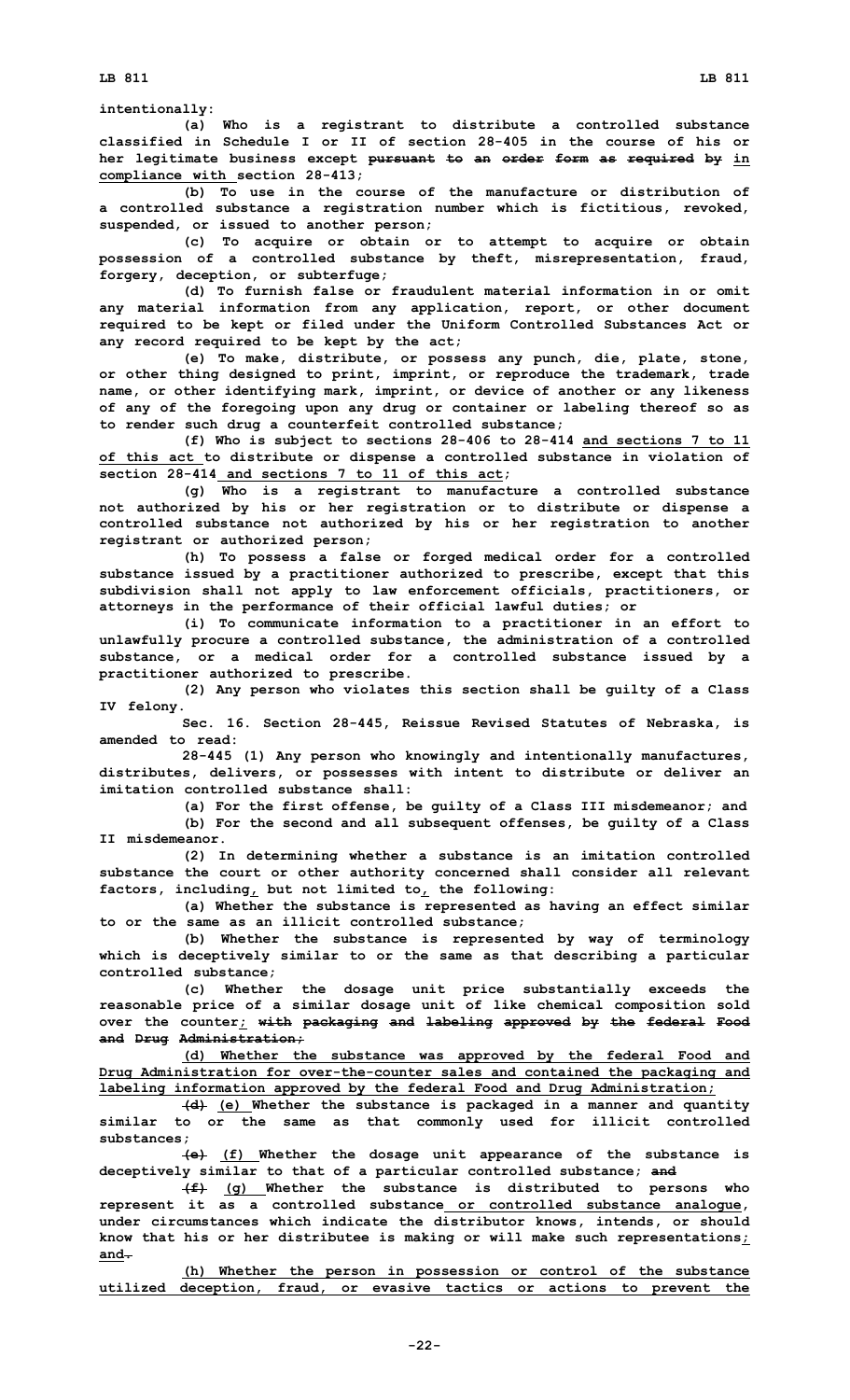intentionally:

(a) Who is a registrant to distribute a controlled substance classified in Schedule I or II of section 28-405 in the course of his or her legitimate business except ~~pursuant to an order form as required by~~ in compliance with section 28-413;

(b) To use in the course of the manufacture or distribution of a controlled substance a registration number which is fictitious, revoked, suspended, or issued to another person;

(c) To acquire or obtain or to attempt to acquire or obtain possession of a controlled substance by theft, misrepresentation, fraud, forgery, deception, or subterfuge;

(d) To furnish false or fraudulent material information in or omit any material information from any application, report, or other document required to be kept or filed under the Uniform Controlled Substances Act or any record required to be kept by the act;

(e) To make, distribute, or possess any punch, die, plate, stone, or other thing designed to print, imprint, or reproduce the trademark, trade name, or other identifying mark, imprint, or device of another or any likeness of any of the foregoing upon any drug or container or labeling thereof so as to render such drug a counterfeit controlled substance;

(f) Who is subject to sections 28-406 to 28-414 and sections 7 to 11 of this act to distribute or dispense a controlled substance in violation of section 28-414 and sections 7 to 11 of this act;

(g) Who is a registrant to manufacture a controlled substance not authorized by his or her registration or to distribute or dispense a controlled substance not authorized by his or her registration to another registrant or authorized person;

(h) To possess a false or forged medical order for a controlled substance issued by a practitioner authorized to prescribe, except that this subdivision shall not apply to law enforcement officials, practitioners, or attorneys in the performance of their official lawful duties; or

(i) To communicate information to a practitioner in an effort to unlawfully procure a controlled substance, the administration of a controlled substance, or a medical order for a controlled substance issued by a practitioner authorized to prescribe.

(2) Any person who violates this section shall be guilty of a Class IV felony.

Sec. 16. Section 28-445, Reissue Revised Statutes of Nebraska, is amended to read:

28-445 (1) Any person who knowingly and intentionally manufactures, distributes, delivers, or possesses with intent to distribute or deliver an imitation controlled substance shall:

(a) For the first offense, be guilty of a Class III misdemeanor; and

(b) For the second and all subsequent offenses, be guilty of a Class II misdemeanor.

(2) In determining whether a substance is an imitation controlled substance the court or other authority concerned shall consider all relevant factors, including, but not limited to, the following:

(a) Whether the substance is represented as having an effect similar to or the same as an illicit controlled substance;

(b) Whether the substance is represented by way of terminology which is deceptively similar to or the same as that describing a particular controlled substance;

(c) Whether the dosage unit price substantially exceeds the reasonable price of a similar dosage unit of like chemical composition sold over the counter; ~~with packaging and labeling approved by the federal Food and Drug Administration;~~

(d) Whether the substance was approved by the federal Food and Drug Administration for over-the-counter sales and contained the packaging and labeling information approved by the federal Food and Drug Administration;

~~(d)~~ (e) Whether the substance is packaged in a manner and quantity similar to or the same as that commonly used for illicit controlled substances;

~~(e)~~ (f) Whether the dosage unit appearance of the substance is deceptively similar to that of a particular controlled substance; ~~and~~

~~(f)~~ (g) Whether the substance is distributed to persons who represent it as a controlled substance or controlled substance analogue, under circumstances which indicate the distributor knows, intends, or should know that his or her distributee is making or will make such representations; and~~.~~

(h) Whether the person in possession or control of the substance utilized deception, fraud, or evasive tactics or actions to prevent the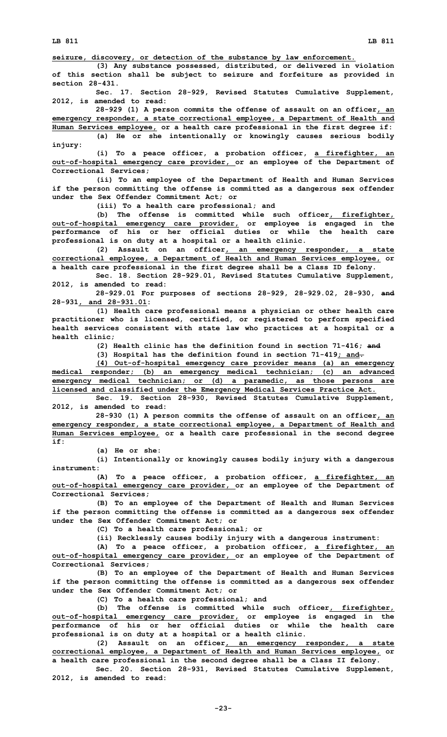seizure, discovery, or detection of the substance by law enforcement.

(3) Any substance possessed, distributed, or delivered in violation of this section shall be subject to seizure and forfeiture as provided in section 28-431.

Sec. 17. Section 28-929, Revised Statutes Cumulative Supplement, 2012, is amended to read:

28-929 (1) A person commits the offense of assault on an officer, an emergency responder, a state correctional employee, a Department of Health and Human Services employee, or a health care professional in the first degree if:

(a) He or she intentionally or knowingly causes serious bodily injury:

(i) To a peace officer, a probation officer, a firefighter, an out-of-hospital emergency care provider, or an employee of the Department of Correctional Services;

(ii) To an employee of the Department of Health and Human Services if the person committing the offense is committed as a dangerous sex offender under the Sex Offender Commitment Act; or

(iii) To a health care professional; and

(b) The offense is committed while such officer, firefighter, out-of-hospital emergency care provider, or employee is engaged in the performance of his or her official duties or while the health care professional is on duty at a hospital or a health clinic.

(2) Assault on an officer, an emergency responder, a state correctional employee, a Department of Health and Human Services employee, or a health care professional in the first degree shall be a Class ID felony.

Sec. 18. Section 28-929.01, Revised Statutes Cumulative Supplement, 2012, is amended to read:

28-929.01 For purposes of sections 28-929, 28-929.02, 28-930, ~~and~~ 28-931, and 28-931.01:

(1) Health care professional means a physician or other health care practitioner who is licensed, certified, or registered to perform specified health services consistent with state law who practices at a hospital or a health clinic;

(2) Health clinic has the definition found in section 71-416; ~~and~~

(3) Hospital has the definition found in section 71-419; and~~.~~

(4) Out-of-hospital emergency care provider means (a) an emergency medical responder; (b) an emergency medical technician; (c) an advanced emergency medical technician; or (d) a paramedic, as those persons are licensed and classified under the Emergency Medical Services Practice Act.

Sec. 19. Section 28-930, Revised Statutes Cumulative Supplement, 2012, is amended to read:

28-930 (1) A person commits the offense of assault on an officer, an emergency responder, a state correctional employee, a Department of Health and Human Services employee, or a health care professional in the second degree if:

(a) He or she:

(i) Intentionally or knowingly causes bodily injury with a dangerous instrument:

(A) To a peace officer, a probation officer, a firefighter, an out-of-hospital emergency care provider, or an employee of the Department of Correctional Services;

(B) To an employee of the Department of Health and Human Services if the person committing the offense is committed as a dangerous sex offender under the Sex Offender Commitment Act; or

(C) To a health care professional; or

(ii) Recklessly causes bodily injury with a dangerous instrument:

(A) To a peace officer, a probation officer, a firefighter, an out-of-hospital emergency care provider, or an employee of the Department of Correctional Services;

(B) To an employee of the Department of Health and Human Services if the person committing the offense is committed as a dangerous sex offender under the Sex Offender Commitment Act; or

(C) To a health care professional; and

(b) The offense is committed while such officer, firefighter, out-of-hospital emergency care provider, or employee is engaged in the performance of his or her official duties or while the health care professional is on duty at a hospital or a health clinic.

(2) Assault on an officer, an emergency responder, a state correctional employee, a Department of Health and Human Services employee, or a health care professional in the second degree shall be a Class II felony.

Sec. 20. Section 28-931, Revised Statutes Cumulative Supplement, 2012, is amended to read: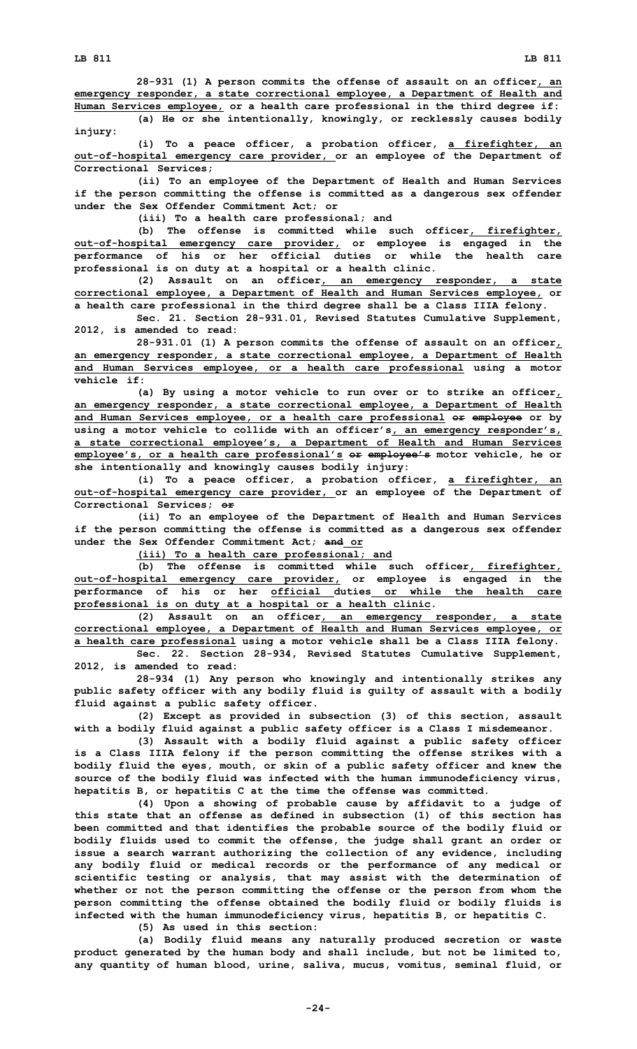28-931 (1) A person commits the offense of assault on an officer, an emergency responder, a state correctional employee, a Department of Health and Human Services employee, or a health care professional in the third degree if:

(a) He or she intentionally, knowingly, or recklessly causes bodily injury:

(i) To a peace officer, a probation officer, a firefighter, an out-of-hospital emergency care provider, or an employee of the Department of Correctional Services;

(ii) To an employee of the Department of Health and Human Services if the person committing the offense is committed as a dangerous sex offender under the Sex Offender Commitment Act; or

(iii) To a health care professional; and

(b) The offense is committed while such officer, firefighter, out-of-hospital emergency care provider, or employee is engaged in the performance of his or her official duties or while the health care professional is on duty at a hospital or a health clinic.

(2) Assault on an officer, an emergency responder, a state correctional employee, a Department of Health and Human Services employee, or a health care professional in the third degree shall be a Class IIIA felony.

Sec. 21. Section 28-931.01, Revised Statutes Cumulative Supplement, 2012, is amended to read:

28-931.01 (1) A person commits the offense of assault on an officer, an emergency responder, a state correctional employee, a Department of Health and Human Services employee, or a health care professional using a motor vehicle if:

(a) By using a motor vehicle to run over or to strike an officer, an emergency responder, a state correctional employee, a Department of Health and Human Services employee, or a health care professional ~~or employee~~ or by using a motor vehicle to collide with an officer's, an emergency responder's, a state correctional employee's, a Department of Health and Human Services employee's, or a health care professional's ~~or employee's~~ motor vehicle, he or she intentionally and knowingly causes bodily injury:

(i) To a peace officer, a probation officer, a firefighter, an out-of-hospital emergency care provider, or an employee of the Department of Correctional Services; ~~or~~

(ii) To an employee of the Department of Health and Human Services if the person committing the offense is committed as a dangerous sex offender under the Sex Offender Commitment Act; ~~and~~ or

(iii) To a health care professional; and

(b) The offense is committed while such officer, firefighter, out-of-hospital emergency care provider, or employee is engaged in the performance of his or her official duties or while the health care professional is on duty at a hospital or a health clinic.

(2) Assault on an officer, an emergency responder, a state correctional employee, a Department of Health and Human Services employee, or a health care professional using a motor vehicle shall be a Class IIIA felony.

Sec. 22. Section 28-934, Revised Statutes Cumulative Supplement, 2012, is amended to read:

28-934 (1) Any person who knowingly and intentionally strikes any public safety officer with any bodily fluid is guilty of assault with a bodily fluid against a public safety officer.

(2) Except as provided in subsection (3) of this section, assault with a bodily fluid against a public safety officer is a Class I misdemeanor.

(3) Assault with a bodily fluid against a public safety officer is a Class IIIA felony if the person committing the offense strikes with a bodily fluid the eyes, mouth, or skin of a public safety officer and knew the source of the bodily fluid was infected with the human immunodeficiency virus, hepatitis B, or hepatitis C at the time the offense was committed.

(4) Upon a showing of probable cause by affidavit to a judge of this state that an offense as defined in subsection (1) of this section has been committed and that identifies the probable source of the bodily fluid or bodily fluids used to commit the offense, the judge shall grant an order or issue a search warrant authorizing the collection of any evidence, including any bodily fluid or medical records or the performance of any medical or scientific testing or analysis, that may assist with the determination of whether or not the person committing the offense or the person from whom the person committing the offense obtained the bodily fluid or bodily fluids is infected with the human immunodeficiency virus, hepatitis B, or hepatitis C.

(5) As used in this section:

(a) Bodily fluid means any naturally produced secretion or waste product generated by the human body and shall include, but not be limited to, any quantity of human blood, urine, saliva, mucus, vomitus, seminal fluid, or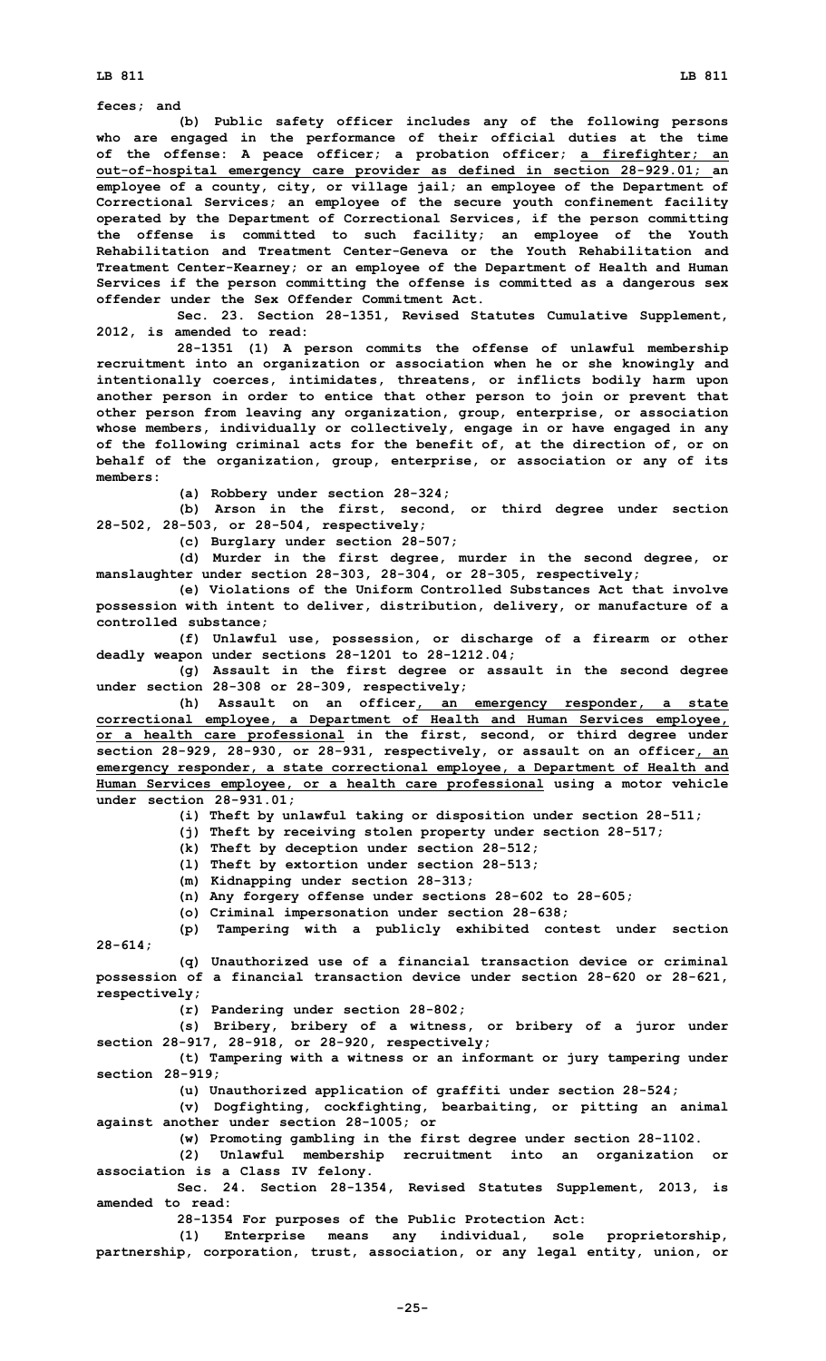**feces; and**

**(b) Public safety officer includes any of the following persons who are engaged in the performance of their official duties at the time of the offense: A peace officer; a probation officer; <u>a firefighter; an out-of-hospital emergency care provider as defined in section 28-929.01;</u> an employee of a county, city, or village jail; an employee of the Department of Correctional Services; an employee of the secure youth confinement facility operated by the Department of Correctional Services, if the person committing the offense is committed to such facility; an employee of the Youth Rehabilitation and Treatment Center-Geneva or the Youth Rehabilitation and Treatment Center-Kearney; or an employee of the Department of Health and Human Services if the person committing the offense is committed as a dangerous sex offender under the Sex Offender Commitment Act.**

**Sec. 23. Section 28-1351, Revised Statutes Cumulative Supplement, 2012, is amended to read:**

**28-1351 (1) A person commits the offense of unlawful membership recruitment into an organization or association when he or she knowingly and intentionally coerces, intimidates, threatens, or inflicts bodily harm upon another person in order to entice that other person to join or prevent that other person from leaving any organization, group, enterprise, or association whose members, individually or collectively, engage in or have engaged in any of the following criminal acts for the benefit of, at the direction of, or on behalf of the organization, group, enterprise, or association or any of its members:**

**(a) Robbery under section 28-324;**

**(b) Arson in the first, second, or third degree under section 28-502, 28-503, or 28-504, respectively;**

**(c) Burglary under section 28-507;**

**(d) Murder in the first degree, murder in the second degree, or manslaughter under section 28-303, 28-304, or 28-305, respectively;**

**(e) Violations of the Uniform Controlled Substances Act that involve possession with intent to deliver, distribution, delivery, or manufacture of a controlled substance;**

**(f) Unlawful use, possession, or discharge of a firearm or other deadly weapon under sections 28-1201 to 28-1212.04;**

**(g) Assault in the first degree or assault in the second degree under section 28-308 or 28-309, respectively;**

**(h) Assault on an officer<u>, an emergency responder, a state correctional employee, a Department of Health and Human Services employee, or a health care professional</u> in the first, second, or third degree under section 28-929, 28-930, or 28-931, respectively, or assault on an officer<u>, an emergency responder, a state correctional employee, a Department of Health and Human Services employee, or a health care professional</u> using a motor vehicle under section 28-931.01;**

**(i) Theft by unlawful taking or disposition under section 28-511;**

**(j) Theft by receiving stolen property under section 28-517;**

**(k) Theft by deception under section 28-512;**

**(l) Theft by extortion under section 28-513;**

**(m) Kidnapping under section 28-313;**

**(n) Any forgery offense under sections 28-602 to 28-605;**

**(o) Criminal impersonation under section 28-638;**

**(p) Tampering with a publicly exhibited contest under section 28-614;**

**(q) Unauthorized use of a financial transaction device or criminal possession of a financial transaction device under section 28-620 or 28-621, respectively;**

**(r) Pandering under section 28-802;**

**(s) Bribery, bribery of a witness, or bribery of a juror under section 28-917, 28-918, or 28-920, respectively;**

**(t) Tampering with a witness or an informant or jury tampering under section 28-919;**

**(u) Unauthorized application of graffiti under section 28-524;**

**(v) Dogfighting, cockfighting, bearbaiting, or pitting an animal against another under section 28-1005; or**

**(w) Promoting gambling in the first degree under section 28-1102.**

**(2) Unlawful membership recruitment into an organization or association is a Class IV felony.**

**Sec. 24. Section 28-1354, Revised Statutes Supplement, 2013, is amended to read:**

**28-1354 For purposes of the Public Protection Act:**

**(1) Enterprise means any individual, sole proprietorship, partnership, corporation, trust, association, or any legal entity, union, or**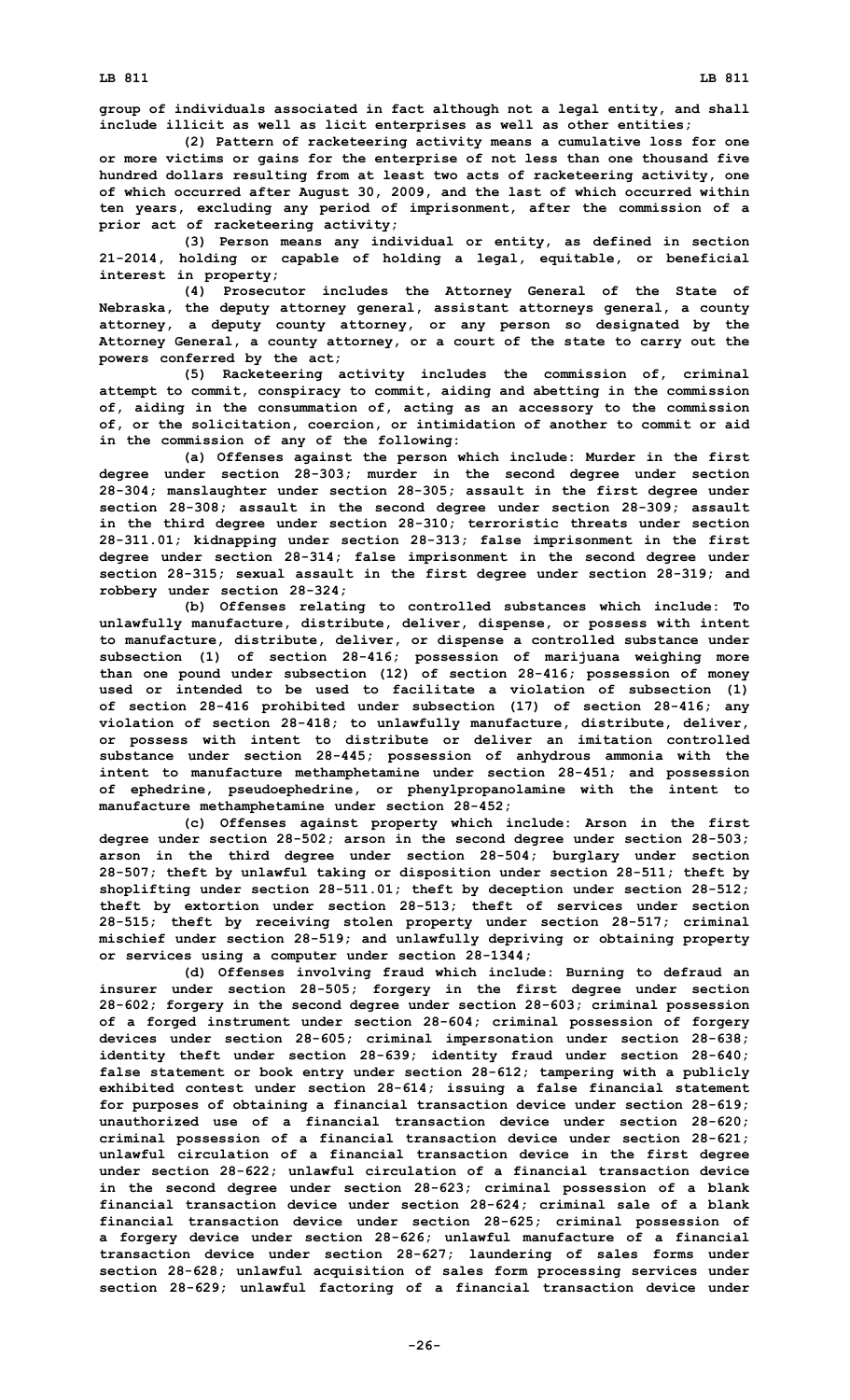**group of individuals associated in fact although not a legal entity, and shall include illicit as well as licit enterprises as well as other entities;**

**(2) Pattern of racketeering activity means a cumulative loss for one or more victims or gains for the enterprise of not less than one thousand five hundred dollars resulting from at least two acts of racketeering activity, one of which occurred after August 30, 2009, and the last of which occurred within ten years, excluding any period of imprisonment, after the commission of a prior act of racketeering activity;**

**(3) Person means any individual or entity, as defined in section 21-2014, holding or capable of holding a legal, equitable, or beneficial interest in property;**

**(4) Prosecutor includes the Attorney General of the State of Nebraska, the deputy attorney general, assistant attorneys general, a county attorney, a deputy county attorney, or any person so designated by the Attorney General, a county attorney, or a court of the state to carry out the powers conferred by the act;**

**(5) Racketeering activity includes the commission of, criminal attempt to commit, conspiracy to commit, aiding and abetting in the commission of, aiding in the consummation of, acting as an accessory to the commission of, or the solicitation, coercion, or intimidation of another to commit or aid in the commission of any of the following:**

**(a) Offenses against the person which include: Murder in the first degree under section 28-303; murder in the second degree under section 28-304; manslaughter under section 28-305; assault in the first degree under section 28-308; assault in the second degree under section 28-309; assault in the third degree under section 28-310; terroristic threats under section 28-311.01; kidnapping under section 28-313; false imprisonment in the first degree under section 28-314; false imprisonment in the second degree under section 28-315; sexual assault in the first degree under section 28-319; and robbery under section 28-324;**

**(b) Offenses relating to controlled substances which include: To unlawfully manufacture, distribute, deliver, dispense, or possess with intent to manufacture, distribute, deliver, or dispense a controlled substance under subsection (1) of section 28-416; possession of marijuana weighing more than one pound under subsection (12) of section 28-416; possession of money used or intended to be used to facilitate a violation of subsection (1) of section 28-416 prohibited under subsection (17) of section 28-416; any violation of section 28-418; to unlawfully manufacture, distribute, deliver, or possess with intent to distribute or deliver an imitation controlled substance under section 28-445; possession of anhydrous ammonia with the intent to manufacture methamphetamine under section 28-451; and possession of ephedrine, pseudoephedrine, or phenylpropanolamine with the intent to manufacture methamphetamine under section 28-452;**

**(c) Offenses against property which include: Arson in the first degree under section 28-502; arson in the second degree under section 28-503; arson in the third degree under section 28-504; burglary under section 28-507; theft by unlawful taking or disposition under section 28-511; theft by shoplifting under section 28-511.01; theft by deception under section 28-512; theft by extortion under section 28-513; theft of services under section 28-515; theft by receiving stolen property under section 28-517; criminal mischief under section 28-519; and unlawfully depriving or obtaining property or services using a computer under section 28-1344;**

**(d) Offenses involving fraud which include: Burning to defraud an insurer under section 28-505; forgery in the first degree under section 28-602; forgery in the second degree under section 28-603; criminal possession of a forged instrument under section 28-604; criminal possession of forgery devices under section 28-605; criminal impersonation under section 28-638; identity theft under section 28-639; identity fraud under section 28-640; false statement or book entry under section 28-612; tampering with a publicly exhibited contest under section 28-614; issuing a false financial statement for purposes of obtaining a financial transaction device under section 28-619; unauthorized use of a financial transaction device under section 28-620; criminal possession of a financial transaction device under section 28-621; unlawful circulation of a financial transaction device in the first degree under section 28-622; unlawful circulation of a financial transaction device in the second degree under section 28-623; criminal possession of a blank financial transaction device under section 28-624; criminal sale of a blank financial transaction device under section 28-625; criminal possession of a forgery device under section 28-626; unlawful manufacture of a financial transaction device under section 28-627; laundering of sales forms under section 28-628; unlawful acquisition of sales form processing services under section 28-629; unlawful factoring of a financial transaction device under**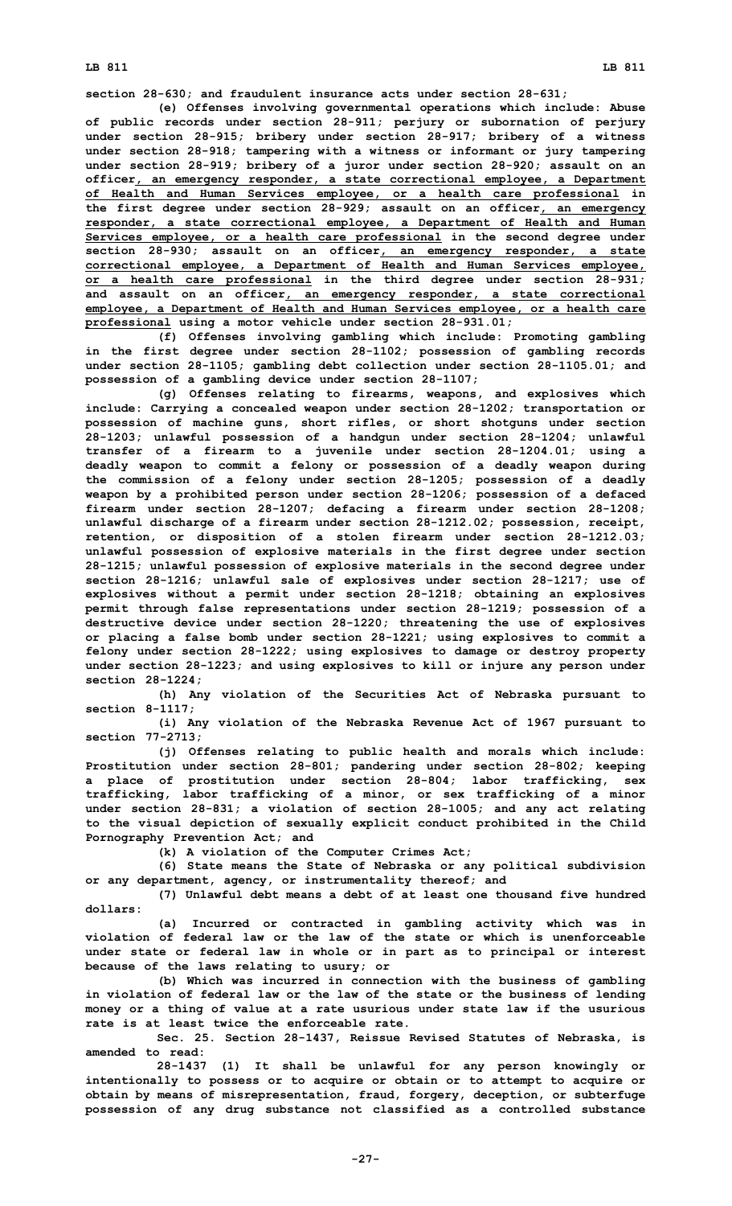**section 28-630; and fraudulent insurance acts under section 28-631;**

**(e) Offenses involving governmental operations which include: Abuse of public records under section 28-911; perjury or subornation of perjury under section 28-915; bribery under section 28-917; bribery of a witness under section 28-918; tampering with a witness or informant or jury tampering under section 28-919; bribery of a juror under section 28-920; assault on an officer, an emergency responder, a state correctional employee, a Department of Health and Human Services employee, or a health care professional in the first degree under section 28-929; assault on an officer, an emergency responder, a state correctional employee, a Department of Health and Human Services employee, or a health care professional in the second degree under section 28-930; assault on an officer, an emergency responder, a state correctional employee, a Department of Health and Human Services employee, or a health care professional in the third degree under section 28-931; and assault on an officer, an emergency responder, a state correctional employee, a Department of Health and Human Services employee, or a health care professional using a motor vehicle under section 28-931.01;**

**(f) Offenses involving gambling which include: Promoting gambling in the first degree under section 28-1102; possession of gambling records under section 28-1105; gambling debt collection under section 28-1105.01; and possession of a gambling device under section 28-1107;**

**(g) Offenses relating to firearms, weapons, and explosives which include: Carrying a concealed weapon under section 28-1202; transportation or possession of machine guns, short rifles, or short shotguns under section 28-1203; unlawful possession of a handgun under section 28-1204; unlawful transfer of a firearm to a juvenile under section 28-1204.01; using a deadly weapon to commit a felony or possession of a deadly weapon during the commission of a felony under section 28-1205; possession of a deadly weapon by a prohibited person under section 28-1206; possession of a defaced firearm under section 28-1207; defacing a firearm under section 28-1208; unlawful discharge of a firearm under section 28-1212.02; possession, receipt, retention, or disposition of a stolen firearm under section 28-1212.03; unlawful possession of explosive materials in the first degree under section 28-1215; unlawful possession of explosive materials in the second degree under section 28-1216; unlawful sale of explosives under section 28-1217; use of explosives without a permit under section 28-1218; obtaining an explosives permit through false representations under section 28-1219; possession of a destructive device under section 28-1220; threatening the use of explosives or placing a false bomb under section 28-1221; using explosives to commit a felony under section 28-1222; using explosives to damage or destroy property under section 28-1223; and using explosives to kill or injure any person under section 28-1224;**

**(h) Any violation of the Securities Act of Nebraska pursuant to section 8-1117;**

**(i) Any violation of the Nebraska Revenue Act of 1967 pursuant to section 77-2713;**

**(j) Offenses relating to public health and morals which include: Prostitution under section 28-801; pandering under section 28-802; keeping a place of prostitution under section 28-804; labor trafficking, sex trafficking, labor trafficking of a minor, or sex trafficking of a minor under section 28-831; a violation of section 28-1005; and any act relating to the visual depiction of sexually explicit conduct prohibited in the Child Pornography Prevention Act; and**

**(k) A violation of the Computer Crimes Act;**

**(6) State means the State of Nebraska or any political subdivision or any department, agency, or instrumentality thereof; and**

**(7) Unlawful debt means a debt of at least one thousand five hundred dollars:**

**(a) Incurred or contracted in gambling activity which was in violation of federal law or the law of the state or which is unenforceable under state or federal law in whole or in part as to principal or interest because of the laws relating to usury; or**

**(b) Which was incurred in connection with the business of gambling in violation of federal law or the law of the state or the business of lending money or a thing of value at a rate usurious under state law if the usurious rate is at least twice the enforceable rate.**

**Sec. 25. Section 28-1437, Reissue Revised Statutes of Nebraska, is amended to read:**

**28-1437 (1) It shall be unlawful for any person knowingly or intentionally to possess or to acquire or obtain or to attempt to acquire or obtain by means of misrepresentation, fraud, forgery, deception, or subterfuge possession of any drug substance not classified as a controlled substance**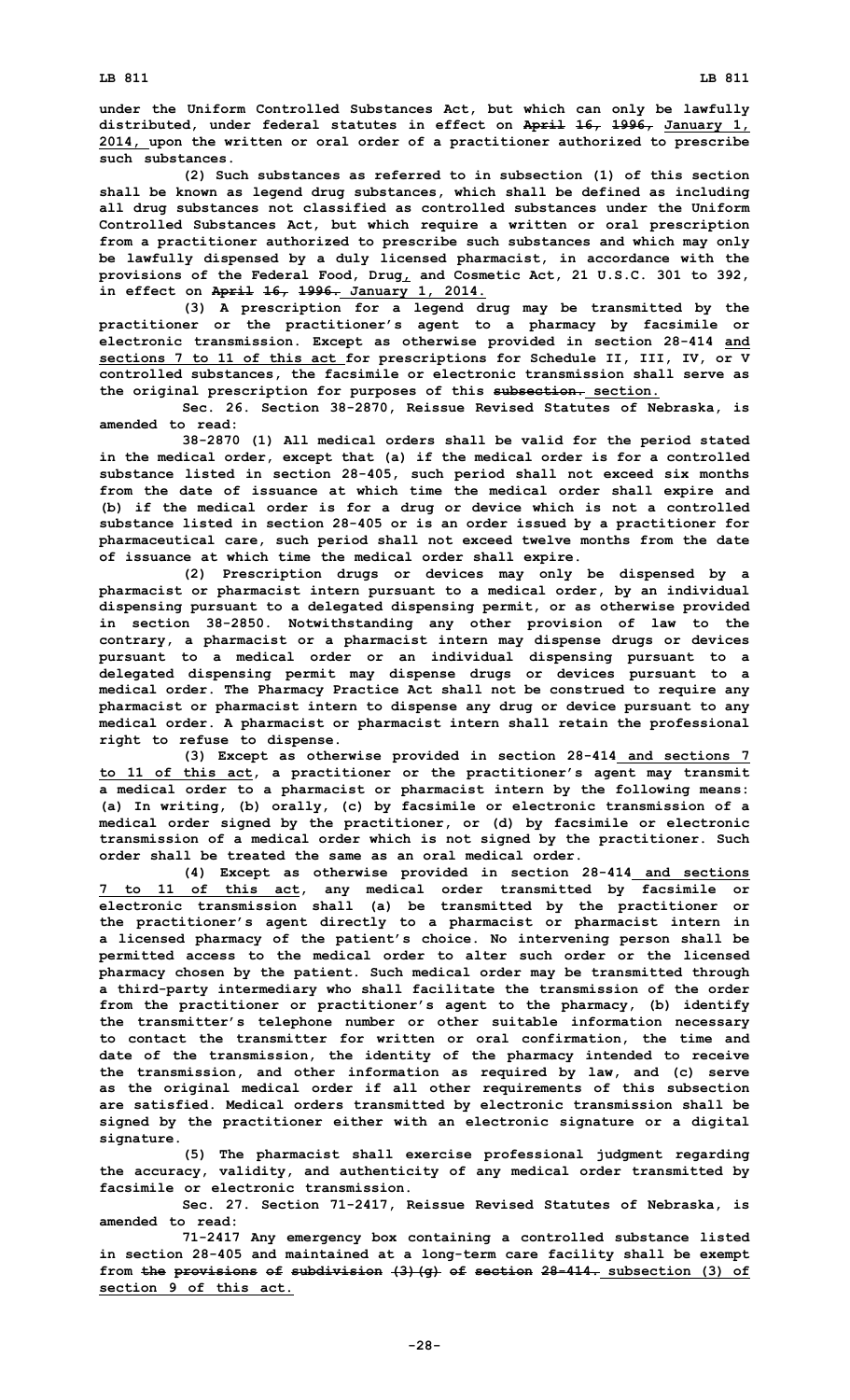**under the Uniform Controlled Substances Act, but which can only be lawfully distributed, under federal statutes in effect on ~~April 16, 1996,~~ January 1, 2014, upon the written or oral order of a practitioner authorized to prescribe such substances.**

**(2) Such substances as referred to in subsection (1) of this section shall be known as legend drug substances, which shall be defined as including all drug substances not classified as controlled substances under the Uniform Controlled Substances Act, but which require a written or oral prescription from a practitioner authorized to prescribe such substances and which may only be lawfully dispensed by a duly licensed pharmacist, in accordance with the provisions of the Federal Food, Drug, and Cosmetic Act, 21 U.S.C. 301 to 392, in effect on ~~April 16, 1996.~~ January 1, 2014.**

**(3) A prescription for a legend drug may be transmitted by the practitioner or the practitioner's agent to a pharmacy by facsimile or electronic transmission. Except as otherwise provided in section 28-414 and sections 7 to 11 of this act for prescriptions for Schedule II, III, IV, or V controlled substances, the facsimile or electronic transmission shall serve as the original prescription for purposes of this ~~subsection.~~ section.**

**Sec. 26. Section 38-2870, Reissue Revised Statutes of Nebraska, is amended to read:**

**38-2870 (1) All medical orders shall be valid for the period stated in the medical order, except that (a) if the medical order is for a controlled substance listed in section 28-405, such period shall not exceed six months from the date of issuance at which time the medical order shall expire and (b) if the medical order is for a drug or device which is not a controlled substance listed in section 28-405 or is an order issued by a practitioner for pharmaceutical care, such period shall not exceed twelve months from the date of issuance at which time the medical order shall expire.**

**(2) Prescription drugs or devices may only be dispensed by a pharmacist or pharmacist intern pursuant to a medical order, by an individual dispensing pursuant to a delegated dispensing permit, or as otherwise provided in section 38-2850. Notwithstanding any other provision of law to the contrary, a pharmacist or a pharmacist intern may dispense drugs or devices pursuant to a medical order or an individual dispensing pursuant to a delegated dispensing permit may dispense drugs or devices pursuant to a medical order. The Pharmacy Practice Act shall not be construed to require any pharmacist or pharmacist intern to dispense any drug or device pursuant to any medical order. A pharmacist or pharmacist intern shall retain the professional right to refuse to dispense.**

**(3) Except as otherwise provided in section 28-414 and sections 7 to 11 of this act, a practitioner or the practitioner's agent may transmit a medical order to a pharmacist or pharmacist intern by the following means: (a) In writing, (b) orally, (c) by facsimile or electronic transmission of a medical order signed by the practitioner, or (d) by facsimile or electronic transmission of a medical order which is not signed by the practitioner. Such order shall be treated the same as an oral medical order.**

**(4) Except as otherwise provided in section 28-414 and sections 7 to 11 of this act, any medical order transmitted by facsimile or electronic transmission shall (a) be transmitted by the practitioner or the practitioner's agent directly to a pharmacist or pharmacist intern in a licensed pharmacy of the patient's choice. No intervening person shall be permitted access to the medical order to alter such order or the licensed pharmacy chosen by the patient. Such medical order may be transmitted through a third-party intermediary who shall facilitate the transmission of the order from the practitioner or practitioner's agent to the pharmacy, (b) identify the transmitter's telephone number or other suitable information necessary to contact the transmitter for written or oral confirmation, the time and date of the transmission, the identity of the pharmacy intended to receive the transmission, and other information as required by law, and (c) serve as the original medical order if all other requirements of this subsection are satisfied. Medical orders transmitted by electronic transmission shall be signed by the practitioner either with an electronic signature or a digital signature.**

**(5) The pharmacist shall exercise professional judgment regarding the accuracy, validity, and authenticity of any medical order transmitted by facsimile or electronic transmission.**

**Sec. 27. Section 71-2417, Reissue Revised Statutes of Nebraska, is amended to read:**

**71-2417 Any emergency box containing a controlled substance listed in section 28-405 and maintained at a long-term care facility shall be exempt from ~~the provisions of subdivision (3)(g) of section 28-414.~~ subsection (3) of section 9 of this act.**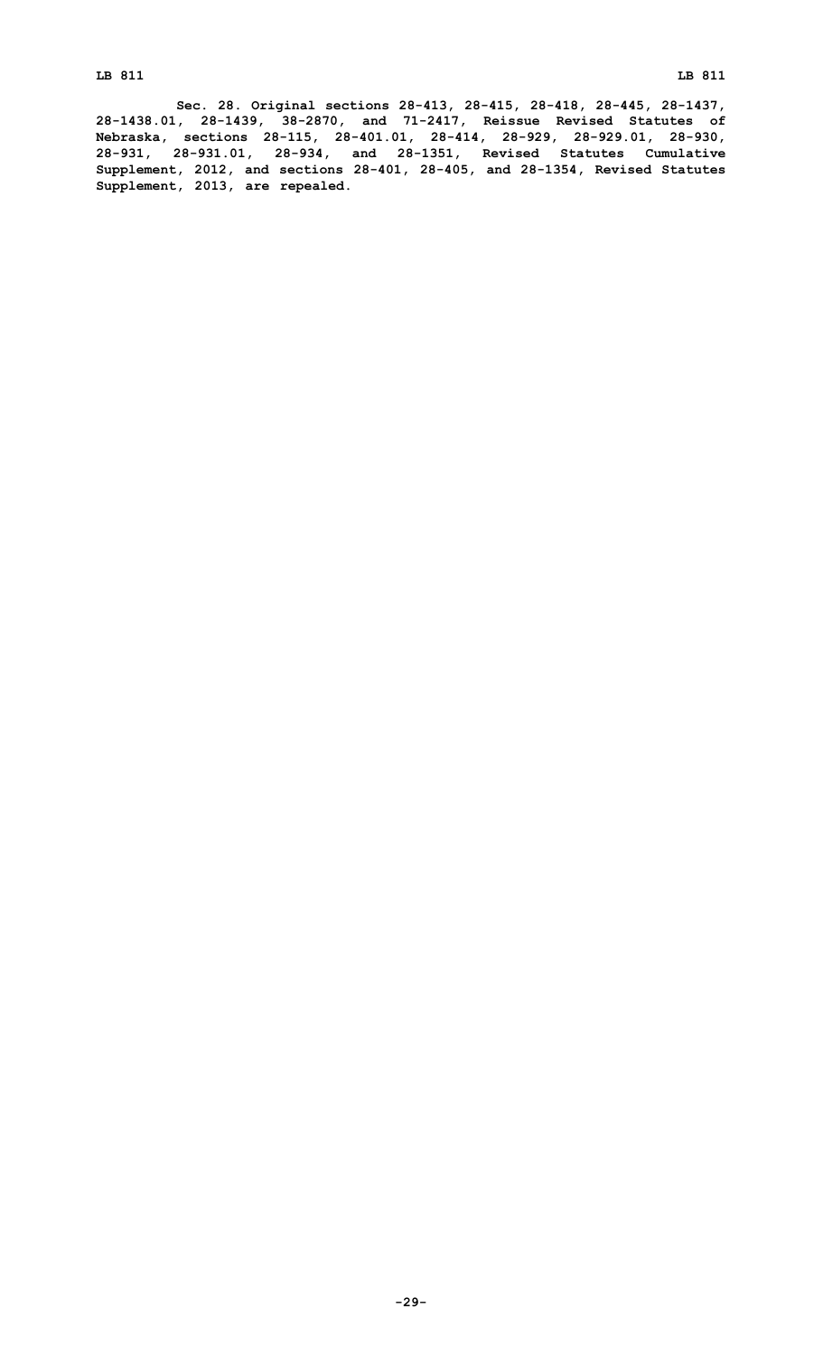**Sec. 28. Original sections 28-413, 28-415, 28-418, 28-445, 28-1437, 28-1438.01, 28-1439, 38-2870, and 71-2417, Reissue Revised Statutes of Nebraska, sections 28-115, 28-401.01, 28-414, 28-929, 28-929.01, 28-930, 28-931, 28-931.01, 28-934, and 28-1351, Revised Statutes Cumulative Supplement, 2012, and sections 28-401, 28-405, and 28-1354, Revised Statutes Supplement, 2013, are repealed.**